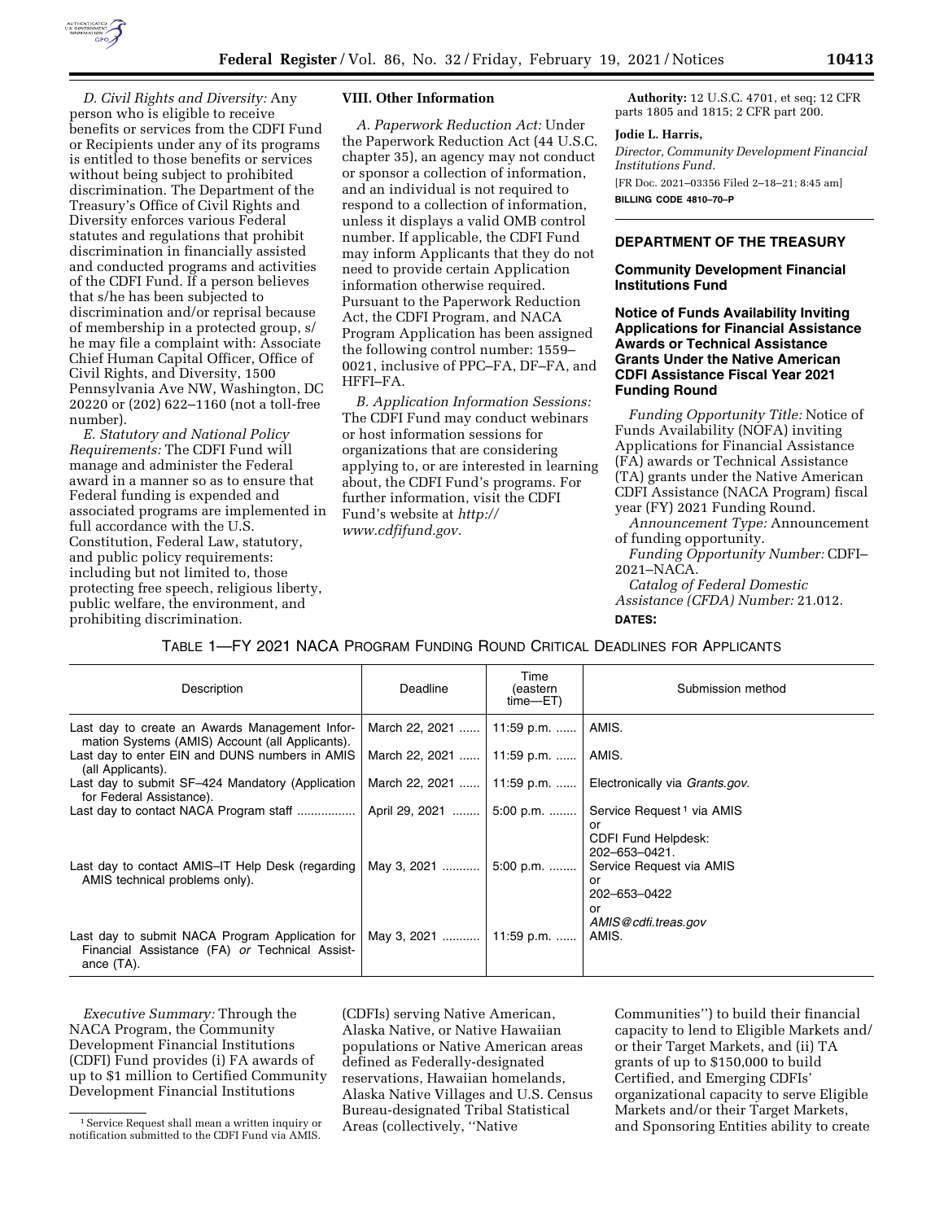*D. Civil Rights and Diversity:* Any person who is eligible to receive benefits or services from the CDFI Fund or Recipients under any of its programs is entitled to those benefits or services without being subject to prohibited discrimination. The Department of the Treasury's Office of Civil Rights and Diversity enforces various Federal statutes and regulations that prohibit discrimination in financially assisted and conducted programs and activities of the CDFI Fund. If a person believes that s/he has been subjected to discrimination and/or reprisal because of membership in a protected group, s/he may file a complaint with: Associate Chief Human Capital Officer, Office of Civil Rights, and Diversity, 1500 Pennsylvania Ave NW, Washington, DC 20220 or (202) 622–1160 (not a toll-free number).

*E. Statutory and National Policy Requirements:* The CDFI Fund will manage and administer the Federal award in a manner so as to ensure that Federal funding is expended and associated programs are implemented in full accordance with the U.S. Constitution, Federal Law, statutory, and public policy requirements: including but not limited to, those protecting free speech, religious liberty, public welfare, the environment, and prohibiting discrimination.

## VIII. Other Information

*A. Paperwork Reduction Act:* Under the Paperwork Reduction Act (44 U.S.C. chapter 35), an agency may not conduct or sponsor a collection of information, and an individual is not required to respond to a collection of information, unless it displays a valid OMB control number. If applicable, the CDFI Fund may inform Applicants that they do not need to provide certain Application information otherwise required. Pursuant to the Paperwork Reduction Act, the CDFI Program, and NACA Program Application has been assigned the following control number: 1559–0021, inclusive of PPC–FA, DF–FA, and HFFI–FA.

*B. Application Information Sessions:* The CDFI Fund may conduct webinars or host information sessions for organizations that are considering applying to, or are interested in learning about, the CDFI Fund's programs. For further information, visit the CDFI Fund's website at *http://www.cdfifund.gov.*

**Authority:** 12 U.S.C. 4701, et seq; 12 CFR parts 1805 and 1815; 2 CFR part 200.

**Jodie L. Harris,**

*Director, Community Development Financial Institutions Fund.*

[FR Doc. 2021–03356 Filed 2–18–21; 8:45 am]

**BILLING CODE 4810–70–P**

## DEPARTMENT OF THE TREASURY

### Community Development Financial Institutions Fund

### Notice of Funds Availability Inviting Applications for Financial Assistance Awards or Technical Assistance Grants Under the Native American CDFI Assistance Fiscal Year 2021 Funding Round

*Funding Opportunity Title:* Notice of Funds Availability (NOFA) inviting Applications for Financial Assistance (FA) awards or Technical Assistance (TA) grants under the Native American CDFI Assistance (NACA Program) fiscal year (FY) 2021 Funding Round.

*Announcement Type:* Announcement of funding opportunity.

*Funding Opportunity Number:* CDFI–2021–NACA.

*Catalog of Federal Domestic Assistance (CFDA) Number:* 21.012.

**DATES:**

TABLE 1—FY 2021 NACA PROGRAM FUNDING ROUND CRITICAL DEADLINES FOR APPLICANTS

| Description | Deadline | Time (eastern time—ET) | Submission method |
|---|---|---|---|
| Last day to create an Awards Management Information Systems (AMIS) Account (all Applicants). | March 22, 2021 | 11:59 p.m. | AMIS. |
| Last day to enter EIN and DUNS numbers in AMIS (all Applicants). | March 22, 2021 | 11:59 p.m. | AMIS. |
| Last day to submit SF–424 Mandatory (Application for Federal Assistance). | March 22, 2021 | 11:59 p.m. | Electronically via *Grants.gov.* |
| Last day to contact NACA Program staff | April 29, 2021 | 5:00 p.m. | Service Request[1] via AMIS or CDFI Fund Helpdesk: 202–653–0421. |
| Last day to contact AMIS–IT Help Desk (regarding AMIS technical problems only). | May 3, 2021 | 5:00 p.m. | Service Request via AMIS or 202–653–0422 or *AMIS@cdfi.treas.gov* |
| Last day to submit NACA Program Application for Financial Assistance (FA) *or* Technical Assistance (TA). | May 3, 2021 | 11:59 p.m. | AMIS. |

*Executive Summary:* Through the NACA Program, the Community Development Financial Institutions (CDFI) Fund provides (i) FA awards of up to $1 million to Certified Community Development Financial Institutions (CDFIs) serving Native American, Alaska Native, or Native Hawaiian populations or Native American areas defined as Federally-designated reservations, Hawaiian homelands, Alaska Native Villages and U.S. Census Bureau-designated Tribal Statistical Areas (collectively, ''Native Communities'') to build their financial capacity to lend to Eligible Markets and/or their Target Markets, and (ii) TA grants of up to $150,000 to build Certified, and Emerging CDFIs' organizational capacity to serve Eligible Markets and/or their Target Markets, and Sponsoring Entities ability to create

[1] Service Request shall mean a written inquiry or notification submitted to the CDFI Fund via AMIS.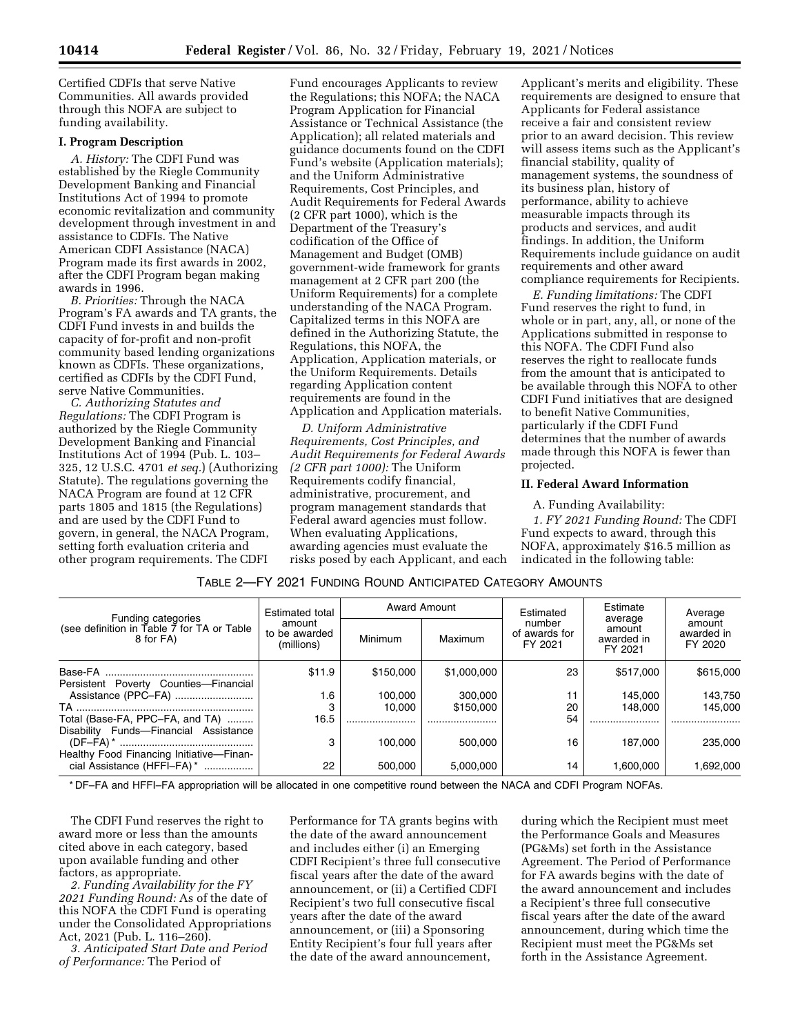Certified CDFIs that serve Native Communities. All awards provided through this NOFA are subject to funding availability.

## I. Program Description

*A. History:* The CDFI Fund was established by the Riegle Community Development Banking and Financial Institutions Act of 1994 to promote economic revitalization and community development through investment in and assistance to CDFIs. The Native American CDFI Assistance (NACA) Program made its first awards in 2002, after the CDFI Program began making awards in 1996.

*B. Priorities:* Through the NACA Program's FA awards and TA grants, the CDFI Fund invests in and builds the capacity of for-profit and non-profit community based lending organizations known as CDFIs. These organizations, certified as CDFIs by the CDFI Fund, serve Native Communities.

*C. Authorizing Statutes and Regulations:* The CDFI Program is authorized by the Riegle Community Development Banking and Financial Institutions Act of 1994 (Pub. L. 103–325, 12 U.S.C. 4701 *et seq.*) (Authorizing Statute). The regulations governing the NACA Program are found at 12 CFR parts 1805 and 1815 (the Regulations) and are used by the CDFI Fund to govern, in general, the NACA Program, setting forth evaluation criteria and other program requirements. The CDFI Fund encourages Applicants to review the Regulations; this NOFA; the NACA Program Application for Financial Assistance or Technical Assistance (the Application); all related materials and guidance documents found on the CDFI Fund's website (Application materials); and the Uniform Administrative Requirements, Cost Principles, and Audit Requirements for Federal Awards (2 CFR part 1000), which is the Department of the Treasury's codification of the Office of Management and Budget (OMB) government-wide framework for grants management at 2 CFR part 200 (the Uniform Requirements) for a complete understanding of the NACA Program. Capitalized terms in this NOFA are defined in the Authorizing Statute, the Regulations, this NOFA, the Application, Application materials, or the Uniform Requirements. Details regarding Application content requirements are found in the Application and Application materials.

*D. Uniform Administrative Requirements, Cost Principles, and Audit Requirements for Federal Awards (2 CFR part 1000):* The Uniform Requirements codify financial, administrative, procurement, and program management standards that Federal award agencies must follow. When evaluating Applications, awarding agencies must evaluate the risks posed by each Applicant, and each Applicant's merits and eligibility. These requirements are designed to ensure that Applicants for Federal assistance receive a fair and consistent review prior to an award decision. This review will assess items such as the Applicant's financial stability, quality of management systems, the soundness of its business plan, history of performance, ability to achieve measurable impacts through its products and services, and audit findings. In addition, the Uniform Requirements include guidance on audit requirements and other award compliance requirements for Recipients.

*E. Funding limitations:* The CDFI Fund reserves the right to fund, in whole or in part, any, all, or none of the Applications submitted in response to this NOFA. The CDFI Fund also reserves the right to reallocate funds from the amount that is anticipated to be available through this NOFA to other CDFI Fund initiatives that are designed to benefit Native Communities, particularly if the CDFI Fund determines that the number of awards made through this NOFA is fewer than projected.

## II. Federal Award Information

A. Funding Availability:

*1. FY 2021 Funding Round:* The CDFI Fund expects to award, through this NOFA, approximately $16.5 million as indicated in the following table:

TABLE 2—FY 2021 FUNDING ROUND ANTICIPATED CATEGORY AMOUNTS

| Funding categories (see definition in Table 7 for TA or Table 8 for FA) | Estimated total amount to be awarded (millions) | Award Amount | | Estimated number of awards for FY 2021 | Estimate average amount awarded in FY 2021 | Average amount awarded in FY 2020 |
|---|---|---|---|---|---|---|
| | | Minimum | Maximum | | | |
| Base-FA | $11.9 | $150,000 | $1,000,000 | 23 | $517,000 | $615,000 |
| Persistent Poverty Counties—Financial Assistance (PPC–FA) | 1.6 | 100,000 | 300,000 | 11 | 145,000 | 143,750 |
| TA | 3 | 10,000 | $150,000 | 20 | 148,000 | 145,000 |
| Total (Base-FA, PPC–FA, and TA) | 16.5 | | | 54 | | |
| Disability Funds—Financial Assistance (DF–FA) * | 3 | 100,000 | 500,000 | 16 | 187,000 | 235,000 |
| Healthy Food Financing Initiative—Financial Assistance (HFFI–FA) * | 22 | 500,000 | 5,000,000 | 14 | 1,600,000 | 1,692,000 |

* DF–FA and HFFI–FA appropriation will be allocated in one competitive round between the NACA and CDFI Program NOFAs.

The CDFI Fund reserves the right to award more or less than the amounts cited above in each category, based upon available funding and other factors, as appropriate.

*2. Funding Availability for the FY 2021 Funding Round:* As of the date of this NOFA the CDFI Fund is operating under the Consolidated Appropriations Act, 2021 (Pub. L. 116–260).

*3. Anticipated Start Date and Period of Performance:* The Period of Performance for TA grants begins with the date of the award announcement and includes either (i) an Emerging CDFI Recipient's three full consecutive fiscal years after the date of the award announcement, or (ii) a Certified CDFI Recipient's two full consecutive fiscal years after the date of the award announcement, or (iii) a Sponsoring Entity Recipient's four full years after the date of the award announcement, during which the Recipient must meet the Performance Goals and Measures (PG&Ms) set forth in the Assistance Agreement. The Period of Performance for FA awards begins with the date of the award announcement and includes a Recipient's three full consecutive fiscal years after the date of the award announcement, during which time the Recipient must meet the PG&Ms set forth in the Assistance Agreement.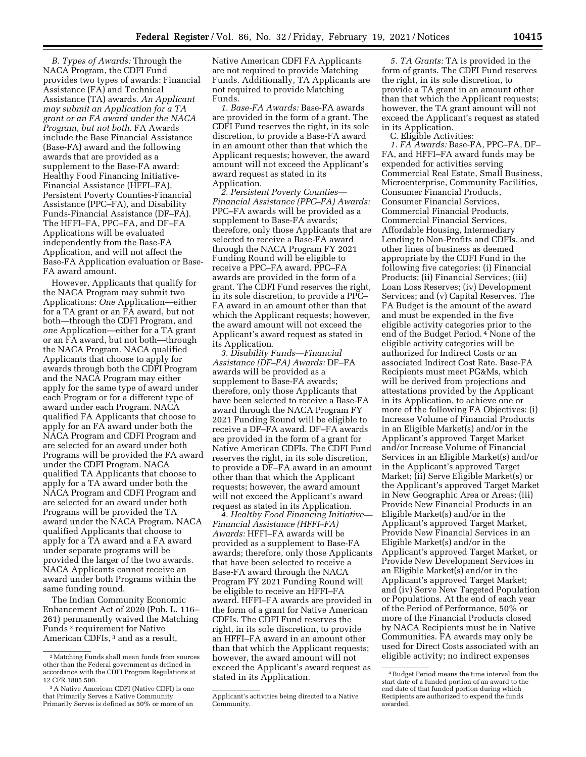*B. Types of Awards:* Through the NACA Program, the CDFI Fund provides two types of awards: Financial Assistance (FA) and Technical Assistance (TA) awards. *An Applicant may submit an Application for a TA grant or an FA award under the NACA Program, but not both.* FA Awards include the Base Financial Assistance (Base-FA) award and the following awards that are provided as a supplement to the Base-FA award: Healthy Food Financing Initiative-Financial Assistance (HFFI–FA), Persistent Poverty Counties-Financial Assistance (PPC–FA), and Disability Funds-Financial Assistance (DF–FA). The HFFI–FA, PPC–FA, and DF–FA Applications will be evaluated independently from the Base-FA Application, and will not affect the Base-FA Application evaluation or Base-FA award amount.

However, Applicants that qualify for the NACA Program may submit two Applications: *One* Application—either for a TA grant or an FA award, but not both—through the CDFI Program, and *one* Application—either for a TA grant or an FA award, but not both—through the NACA Program. NACA qualified Applicants that choose to apply for awards through both the CDFI Program and the NACA Program may either apply for the same type of award under each Program or for a different type of award under each Program. NACA qualified FA Applicants that choose to apply for an FA award under both the NACA Program and CDFI Program and are selected for an award under both Programs will be provided the FA award under the CDFI Program. NACA qualified TA Applicants that choose to apply for a TA award under both the NACA Program and CDFI Program and are selected for an award under both Programs will be provided the TA award under the NACA Program. NACA qualified Applicants that choose to apply for a TA award and a FA award under separate programs will be provided the larger of the two awards. NACA Applicants cannot receive an award under both Programs within the same funding round.

The Indian Community Economic Enhancement Act of 2020 (Pub. L. 116–261) permanently waived the Matching Funds [2] requirement for Native American CDFIs, [3] and as a result, Native American CDFI FA Applicants are not required to provide Matching Funds. Additionally, TA Applicants are not required to provide Matching Funds.

*1. Base-FA Awards:* Base-FA awards are provided in the form of a grant. The CDFI Fund reserves the right, in its sole discretion, to provide a Base-FA award in an amount other than that which the Applicant requests; however, the award amount will not exceed the Applicant's award request as stated in its Application.

*2. Persistent Poverty Counties—Financial Assistance (PPC–FA) Awards:* PPC–FA awards will be provided as a supplement to Base-FA awards; therefore, only those Applicants that are selected to receive a Base-FA award through the NACA Program FY 2021 Funding Round will be eligible to receive a PPC–FA award. PPC–FA awards are provided in the form of a grant. The CDFI Fund reserves the right, in its sole discretion, to provide a PPC–FA award in an amount other than that which the Applicant requests; however, the award amount will not exceed the Applicant's award request as stated in its Application.

*3. Disability Funds—Financial Assistance (DF–FA) Awards:* DF–FA awards will be provided as a supplement to Base-FA awards; therefore, only those Applicants that have been selected to receive a Base-FA award through the NACA Program FY 2021 Funding Round will be eligible to receive a DF–FA award. DF–FA awards are provided in the form of a grant for Native American CDFIs. The CDFI Fund reserves the right, in its sole discretion, to provide a DF–FA award in an amount other than that which the Applicant requests; however, the award amount will not exceed the Applicant's award request as stated in its Application.

*4. Healthy Food Financing Initiative—Financial Assistance (HFFI–FA) Awards:* HFFI–FA awards will be provided as a supplement to Base-FA awards; therefore, only those Applicants that have been selected to receive a Base-FA award through the NACA Program FY 2021 Funding Round will be eligible to receive an HFFI–FA award. HFFI–FA awards are provided in the form of a grant for Native American CDFIs. The CDFI Fund reserves the right, in its sole discretion, to provide an HFFI–FA award in an amount other than that which the Applicant requests; however, the award amount will not exceed the Applicant's award request as stated in its Application.

*5. TA Grants:* TA is provided in the form of grants. The CDFI Fund reserves the right, in its sole discretion, to provide a TA grant in an amount other than that which the Applicant requests; however, the TA grant amount will not exceed the Applicant's request as stated in its Application.

C. Eligible Activities:

*1. FA Awards:* Base-FA, PPC–FA, DF–FA, and HFFI–FA award funds may be expended for activities serving Commercial Real Estate, Small Business, Microenterprise, Community Facilities, Consumer Financial Products, Consumer Financial Services, Commercial Financial Products, Commercial Financial Services, Affordable Housing, Intermediary Lending to Non-Profits and CDFIs, and other lines of business as deemed appropriate by the CDFI Fund in the following five categories: (i) Financial Products; (ii) Financial Services; (iii) Loan Loss Reserves; (iv) Development Services; and (v) Capital Reserves. The FA Budget is the amount of the award and must be expended in the five eligible activity categories prior to the end of the Budget Period. [4] None of the eligible activity categories will be authorized for Indirect Costs or an associated Indirect Cost Rate. Base-FA Recipients must meet PG&Ms, which will be derived from projections and attestations provided by the Applicant in its Application, to achieve one or more of the following FA Objectives: (i) Increase Volume of Financial Products in an Eligible Market(s) and/or in the Applicant's approved Target Market and/or Increase Volume of Financial Services in an Eligible Market(s) and/or in the Applicant's approved Target Market; (ii) Serve Eligible Market(s) or the Applicant's approved Target Market in New Geographic Area or Areas; (iii) Provide New Financial Products in an Eligible Market(s) and/or in the Applicant's approved Target Market, Provide New Financial Services in an Eligible Market(s) and/or in the Applicant's approved Target Market, or Provide New Development Services in an Eligible Market(s) and/or in the Applicant's approved Target Market; and (iv) Serve New Targeted Population or Populations. At the end of each year of the Period of Performance, 50% or more of the Financial Products closed by NACA Recipients must be in Native Communities. FA awards may only be used for Direct Costs associated with an eligible activity; no indirect expenses

---

[2] Matching Funds shall mean funds from sources other than the Federal government as defined in accordance with the CDFI Program Regulations at 12 CFR 1805.500.

[3] A Native American CDFI (Native CDFI) is one that Primarily Serves a Native Community. Primarily Serves is defined as 50% or more of an Applicant's activities being directed to a Native Community.

[4] Budget Period means the time interval from the start date of a funded portion of an award to the end date of that funded portion during which Recipients are authorized to expend the funds awarded.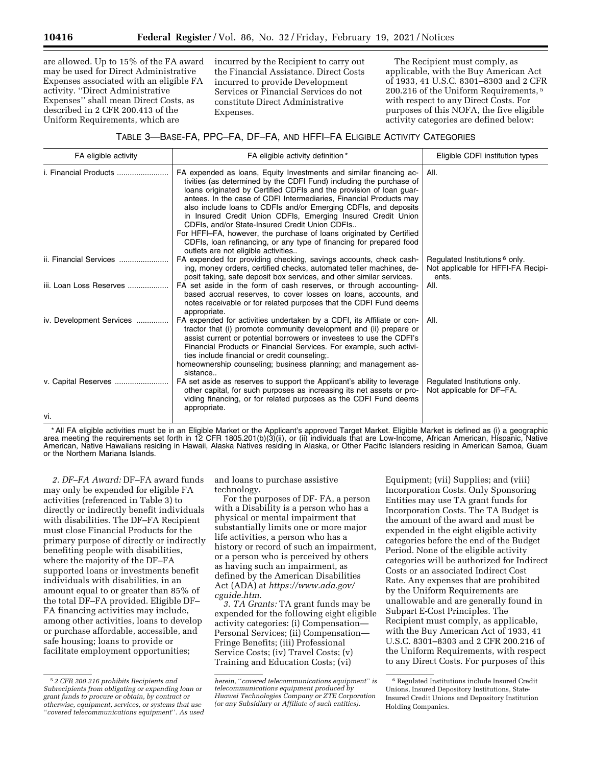are allowed. Up to 15% of the FA award may be used for Direct Administrative Expenses associated with an eligible FA activity. ''Direct Administrative Expenses'' shall mean Direct Costs, as described in 2 CFR 200.413 of the Uniform Requirements, which are incurred by the Recipient to carry out the Financial Assistance. Direct Costs incurred to provide Development Services or Financial Services do not constitute Direct Administrative Expenses.

The Recipient must comply, as applicable, with the Buy American Act of 1933, 41 U.S.C. 8301–8303 and 2 CFR 200.216 of the Uniform Requirements, [5] with respect to any Direct Costs. For purposes of this NOFA, the five eligible activity categories are defined below:

TABLE 3—BASE-FA, PPC–FA, DF–FA, AND HFFI–FA ELIGIBLE ACTIVITY CATEGORIES

| FA eligible activity | FA eligible activity definition * | Eligible CDFI institution types |
|---|---|---|
| i. Financial Products | FA expended as loans, Equity Investments and similar financing activities (as determined by the CDFI Fund) including the purchase of loans originated by Certified CDFIs and the provision of loan guarantees. In the case of CDFI Intermediaries, Financial Products may also include loans to CDFIs and/or Emerging CDFIs, and deposits in Insured Credit Union CDFIs, Emerging Insured Credit Union CDFIs, and/or State-Insured Credit Union CDFIs.. For HFFI–FA, however, the purchase of loans originated by Certified CDFIs, loan refinancing, or any type of financing for prepared food outlets are not eligible activities.. | All. |
| ii. Financial Services | FA expended for providing checking, savings accounts, check cashing, money orders, certified checks, automated teller machines, deposit taking, safe deposit box services, and other similar services. | Regulated Institutions [6] only. Not applicable for HFFI-FA Recipients. |
| iii. Loan Loss Reserves | FA set aside in the form of cash reserves, or through accounting-based accrual reserves, to cover losses on loans, accounts, and notes receivable or for related purposes that the CDFI Fund deems appropriate. | All. |
| iv. Development Services | FA expended for activities undertaken by a CDFI, its Affiliate or contractor that (i) promote community development and (ii) prepare or assist current or potential borrowers or investees to use the CDFI's Financial Products or Financial Services. For example, such activities include financial or credit counseling;. homeownership counseling; business planning; and management assistance.. | All. |
| v. Capital Reserves | FA set aside as reserves to support the Applicant's ability to leverage other capital, for such purposes as increasing its net assets or providing financing, or for related purposes as the CDFI Fund deems appropriate. | Regulated Institutions only. Not applicable for DF–FA. |
| vi. | | |

\* All FA eligible activities must be in an Eligible Market or the Applicant's approved Target Market. Eligible Market is defined as (i) a geographic area meeting the requirements set forth in 12 CFR 1805.201(b)(3)(ii), or (ii) individuals that are Low-Income, African American, Hispanic, Native American, Native Hawaiians residing in Hawaii, Alaska Natives residing in Alaska, or Other Pacific Islanders residing in American Samoa, Guam or the Northern Mariana Islands.

*2. DF–FA Award:* DF–FA award funds may only be expended for eligible FA activities (referenced in Table 3) to directly or indirectly benefit individuals with disabilities. The DF–FA Recipient must close Financial Products for the primary purpose of directly or indirectly benefiting people with disabilities, where the majority of the DF–FA supported loans or investments benefit individuals with disabilities, in an amount equal to or greater than 85% of the total DF–FA provided. Eligible DF–FA financing activities may include, among other activities, loans to develop or purchase affordable, accessible, and safe housing; loans to provide or facilitate employment opportunities; and loans to purchase assistive technology.

For the purposes of DF- FA, a person with a Disability is a person who has a physical or mental impairment that substantially limits one or more major life activities, a person who has a history or record of such an impairment, or a person who is perceived by others as having such an impairment, as defined by the American Disabilities Act (ADA) at *https://www.ada.gov/cguide.htm.*

*3. TA Grants:* TA grant funds may be expended for the following eight eligible activity categories: (i) Compensation—Personal Services; (ii) Compensation—Fringe Benefits; (iii) Professional Service Costs; (iv) Travel Costs; (v) Training and Education Costs; (vi) Equipment; (vii) Supplies; and (viii) Incorporation Costs. Only Sponsoring Entities may use TA grant funds for Incorporation Costs. The TA Budget is the amount of the award and must be expended in the eight eligible activity categories before the end of the Budget Period. None of the eligible activity categories will be authorized for Indirect Costs or an associated Indirect Cost Rate. Any expenses that are prohibited by the Uniform Requirements are unallowable and are generally found in Subpart E-Cost Principles. The Recipient must comply, as applicable, with the Buy American Act of 1933, 41 U.S.C. 8301–8303 and 2 CFR 200.216 of the Uniform Requirements, with respect to any Direct Costs. For purposes of this

[5] *2 CFR 200.216 prohibits Recipients and Subrecipients from obligating or expending loan or grant funds to procure or obtain, by contract or otherwise, equipment, services, or systems that use ''covered telecommunications equipment''. As used herein, ''covered telecommunications equipment'' is telecommunications equipment produced by Huawei Technologies Company or ZTE Corporation (or any Subsidiary or Affiliate of such entities).*

[6] Regulated Institutions include Insured Credit Unions, Insured Depository Institutions, State-Insured Credit Unions and Depository Institution Holding Companies.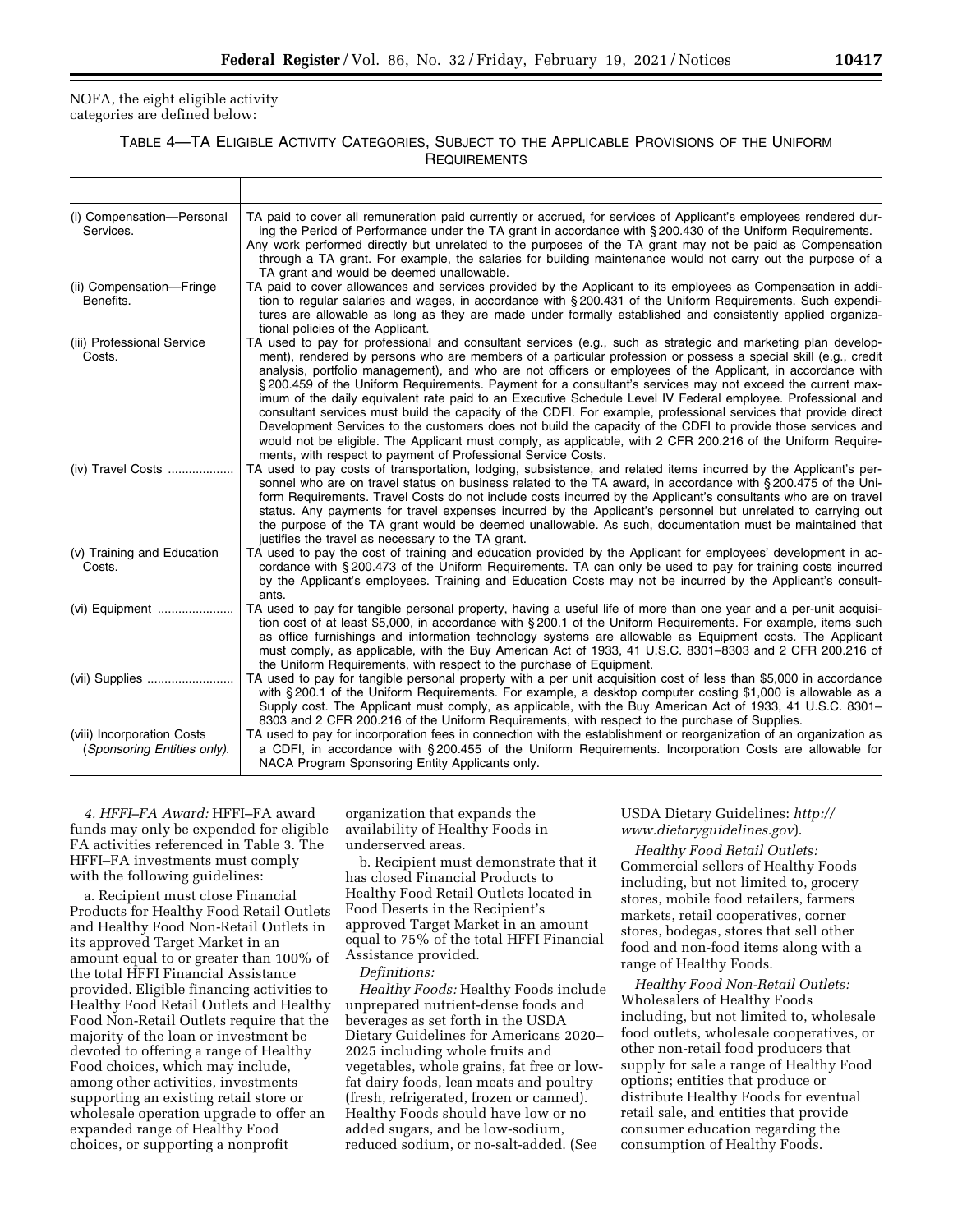NOFA, the eight eligible activity categories are defined below:

TABLE 4—TA ELIGIBLE ACTIVITY CATEGORIES, SUBJECT TO THE APPLICABLE PROVISIONS OF THE UNIFORM REQUIREMENTS

| | |
|---|---|
| (i) Compensation—Personal Services. | TA paid to cover all remuneration paid currently or accrued, for services of Applicant's employees rendered during the Period of Performance under the TA grant in accordance with § 200.430 of the Uniform Requirements. Any work performed directly but unrelated to the purposes of the TA grant may not be paid as Compensation through a TA grant. For example, the salaries for building maintenance would not carry out the purpose of a TA grant and would be deemed unallowable. |
| (ii) Compensation—Fringe Benefits. | TA paid to cover allowances and services provided by the Applicant to its employees as Compensation in addition to regular salaries and wages, in accordance with § 200.431 of the Uniform Requirements. Such expenditures are allowable as long as they are made under formally established and consistently applied organizational policies of the Applicant. |
| (iii) Professional Service Costs. | TA used to pay for professional and consultant services (e.g., such as strategic and marketing plan development), rendered by persons who are members of a particular profession or possess a special skill (e.g., credit analysis, portfolio management), and who are not officers or employees of the Applicant, in accordance with § 200.459 of the Uniform Requirements. Payment for a consultant's services may not exceed the current maximum of the daily equivalent rate paid to an Executive Schedule Level IV Federal employee. Professional and consultant services must build the capacity of the CDFI. For example, professional services that provide direct Development Services to the customers does not build the capacity of the CDFI to provide those services and would not be eligible. The Applicant must comply, as applicable, with 2 CFR 200.216 of the Uniform Requirements, with respect to payment of Professional Service Costs. |
| (iv) Travel Costs | TA used to pay costs of transportation, lodging, subsistence, and related items incurred by the Applicant's personnel who are on travel status on business related to the TA award, in accordance with § 200.475 of the Uniform Requirements. Travel Costs do not include costs incurred by the Applicant's consultants who are on travel status. Any payments for travel expenses incurred by the Applicant's personnel but unrelated to carrying out the purpose of the TA grant would be deemed unallowable. As such, documentation must be maintained that justifies the travel as necessary to the TA grant. |
| (v) Training and Education Costs. | TA used to pay the cost of training and education provided by the Applicant for employees' development in accordance with § 200.473 of the Uniform Requirements. TA can only be used to pay for training costs incurred by the Applicant's employees. Training and Education Costs may not be incurred by the Applicant's consultants. |
| (vi) Equipment | TA used to pay for tangible personal property, having a useful life of more than one year and a per-unit acquisition cost of at least $5,000, in accordance with § 200.1 of the Uniform Requirements. For example, items such as office furnishings and information technology systems are allowable as Equipment costs. The Applicant must comply, as applicable, with the Buy American Act of 1933, 41 U.S.C. 8301–8303 and 2 CFR 200.216 of the Uniform Requirements, with respect to the purchase of Equipment. |
| (vii) Supplies | TA used to pay for tangible personal property with a per unit acquisition cost of less than $5,000 in accordance with § 200.1 of the Uniform Requirements. For example, a desktop computer costing $1,000 is allowable as a Supply cost. The Applicant must comply, as applicable, with the Buy American Act of 1933, 41 U.S.C. 8301–8303 and 2 CFR 200.216 of the Uniform Requirements, with respect to the purchase of Supplies. |
| (viii) Incorporation Costs (*Sponsoring Entities only*). | TA used to pay for incorporation fees in connection with the establishment or reorganization of an organization as a CDFI, in accordance with § 200.455 of the Uniform Requirements. Incorporation Costs are allowable for NACA Program Sponsoring Entity Applicants only. |

*4. HFFI–FA Award:* HFFI–FA award funds may only be expended for eligible FA activities referenced in Table 3. The HFFI–FA investments must comply with the following guidelines:

a. Recipient must close Financial Products for Healthy Food Retail Outlets and Healthy Food Non-Retail Outlets in its approved Target Market in an amount equal to or greater than 100% of the total HFFI Financial Assistance provided. Eligible financing activities to Healthy Food Retail Outlets and Healthy Food Non-Retail Outlets require that the majority of the loan or investment be devoted to offering a range of Healthy Food choices, which may include, among other activities, investments supporting an existing retail store or wholesale operation upgrade to offer an expanded range of Healthy Food choices, or supporting a nonprofit organization that expands the availability of Healthy Foods in underserved areas.

b. Recipient must demonstrate that it has closed Financial Products to Healthy Food Retail Outlets located in Food Deserts in the Recipient's approved Target Market in an amount equal to 75% of the total HFFI Financial Assistance provided.

*Definitions:*

*Healthy Foods:* Healthy Foods include unprepared nutrient-dense foods and beverages as set forth in the USDA Dietary Guidelines for Americans 2020–2025 including whole fruits and vegetables, whole grains, fat free or low-fat dairy foods, lean meats and poultry (fresh, refrigerated, frozen or canned). Healthy Foods should have low or no added sugars, and be low-sodium, reduced sodium, or no-salt-added. (See USDA Dietary Guidelines: *http://www.dietaryguidelines.gov*).

*Healthy Food Retail Outlets:* Commercial sellers of Healthy Foods including, but not limited to, grocery stores, mobile food retailers, farmers markets, retail cooperatives, corner stores, bodegas, stores that sell other food and non-food items along with a range of Healthy Foods.

*Healthy Food Non-Retail Outlets:* Wholesalers of Healthy Foods including, but not limited to, wholesale food outlets, wholesale cooperatives, or other non-retail food producers that supply for sale a range of Healthy Food options; entities that produce or distribute Healthy Foods for eventual retail sale, and entities that provide consumer education regarding the consumption of Healthy Foods.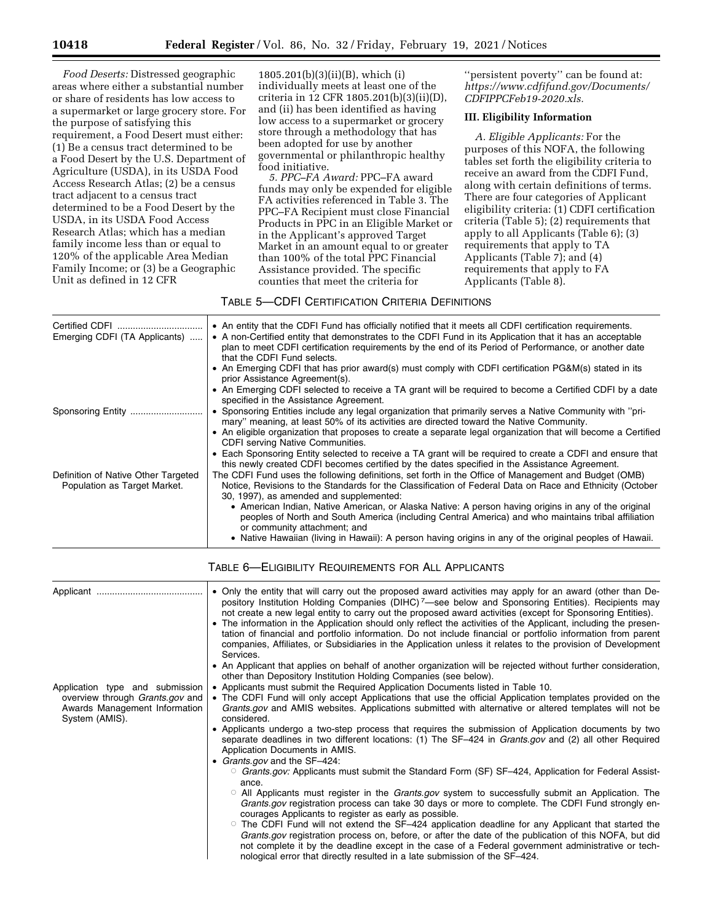*Food Deserts:* Distressed geographic areas where either a substantial number or share of residents has low access to a supermarket or large grocery store. For the purpose of satisfying this requirement, a Food Desert must either: (1) Be a census tract determined to be a Food Desert by the U.S. Department of Agriculture (USDA), in its USDA Food Access Research Atlas; (2) be a census tract adjacent to a census tract determined to be a Food Desert by the USDA, in its USDA Food Access Research Atlas; which has a median family income less than or equal to 120% of the applicable Area Median Family Income; or (3) be a Geographic Unit as defined in 12 CFR 1805.201(b)(3)(ii)(B), which (i) individually meets at least one of the criteria in 12 CFR 1805.201(b)(3)(ii)(D), and (ii) has been identified as having low access to a supermarket or grocery store through a methodology that has been adopted for use by another governmental or philanthropic healthy food initiative.

*5. PPC–FA Award:* PPC–FA award funds may only be expended for eligible FA activities referenced in Table 3. The PPC–FA Recipient must close Financial Products in PPC in an Eligible Market or in the Applicant's approved Target Market in an amount equal to or greater than 100% of the total PPC Financial Assistance provided. The specific counties that meet the criteria for "persistent poverty" can be found at: *https://www.cdfifund.gov/Documents/CDFIPPCFeb19-2020.xls.*

## III. Eligibility Information

*A. Eligible Applicants:* For the purposes of this NOFA, the following tables set forth the eligibility criteria to receive an award from the CDFI Fund, along with certain definitions of terms. There are four categories of Applicant eligibility criteria: (1) CDFI certification criteria (Table 5); (2) requirements that apply to all Applicants (Table 6); (3) requirements that apply to TA Applicants (Table 7); and (4) requirements that apply to FA Applicants (Table 8).

TABLE 5—CDFI CERTIFICATION CRITERIA DEFINITIONS

| | |
|---|---|
| Certified CDFI | • An entity that the CDFI Fund has officially notified that it meets all CDFI certification requirements. |
| Emerging CDFI (TA Applicants) | • A non-Certified entity that demonstrates to the CDFI Fund in its Application that it has an acceptable plan to meet CDFI certification requirements by the end of its Period of Performance, or another date that the CDFI Fund selects.<br>• An Emerging CDFI that has prior award(s) must comply with CDFI certification PG&M(s) stated in its prior Assistance Agreement(s).<br>• An Emerging CDFI selected to receive a TA grant will be required to become a Certified CDFI by a date specified in the Assistance Agreement. |
| Sponsoring Entity | • Sponsoring Entities include any legal organization that primarily serves a Native Community with "primary" meaning, at least 50% of its activities are directed toward the Native Community.<br>• An eligible organization that proposes to create a separate legal organization that will become a Certified CDFI serving Native Communities.<br>• Each Sponsoring Entity selected to receive a TA grant will be required to create a CDFI and ensure that this newly created CDFI becomes certified by the dates specified in the Assistance Agreement. |
| Definition of Native Other Targeted Population as Target Market. | The CDFI Fund uses the following definitions, set forth in the Office of Management and Budget (OMB) Notice, Revisions to the Standards for the Classification of Federal Data on Race and Ethnicity (October 30, 1997), as amended and supplemented:<br>• American Indian, Native American, or Alaska Native: A person having origins in any of the original peoples of North and South America (including Central America) and who maintains tribal affiliation or community attachment; and<br>• Native Hawaiian (living in Hawaii): A person having origins in any of the original peoples of Hawaii. |

TABLE 6—ELIGIBILITY REQUIREMENTS FOR ALL APPLICANTS

| | |
|---|---|
| Applicant | • Only the entity that will carry out the proposed award activities may apply for an award (other than Depository Institution Holding Companies (DIHC)[7]—see below and Sponsoring Entities). Recipients may not create a new legal entity to carry out the proposed award activities (except for Sponsoring Entities).<br>• The information in the Application should only reflect the activities of the Applicant, including the presentation of financial and portfolio information. Do not include financial or portfolio information from parent companies, Affiliates, or Subsidiaries in the Application unless it relates to the provision of Development Services.<br>• An Applicant that applies on behalf of another organization will be rejected without further consideration, other than Depository Institution Holding Companies (see below). |
| Application type and submission overview through *Grants.gov* and Awards Management Information System (AMIS). | • Applicants must submit the Required Application Documents listed in Table 10.<br>• The CDFI Fund will only accept Applications that use the official Application templates provided on the *Grants.gov* and AMIS websites. Applications submitted with alternative or altered templates will not be considered.<br>• Applicants undergo a two-step process that requires the submission of Application documents by two separate deadlines in two different locations: (1) The SF–424 in *Grants.gov* and (2) all other Required Application Documents in AMIS.<br>• *Grants.gov* and the SF–424:<br>&nbsp;&nbsp;○ *Grants.gov:* Applicants must submit the Standard Form (SF) SF–424, Application for Federal Assistance.<br>&nbsp;&nbsp;○ All Applicants must register in the *Grants.gov* system to successfully submit an Application. The *Grants.gov* registration process can take 30 days or more to complete. The CDFI Fund strongly encourages Applicants to register as early as possible.<br>&nbsp;&nbsp;○ The CDFI Fund will not extend the SF–424 application deadline for any Applicant that started the *Grants.gov* registration process on, before, or after the date of the publication of this NOFA, but did not complete it by the deadline except in the case of a Federal government administrative or technological error that directly resulted in a late submission of the SF–424. |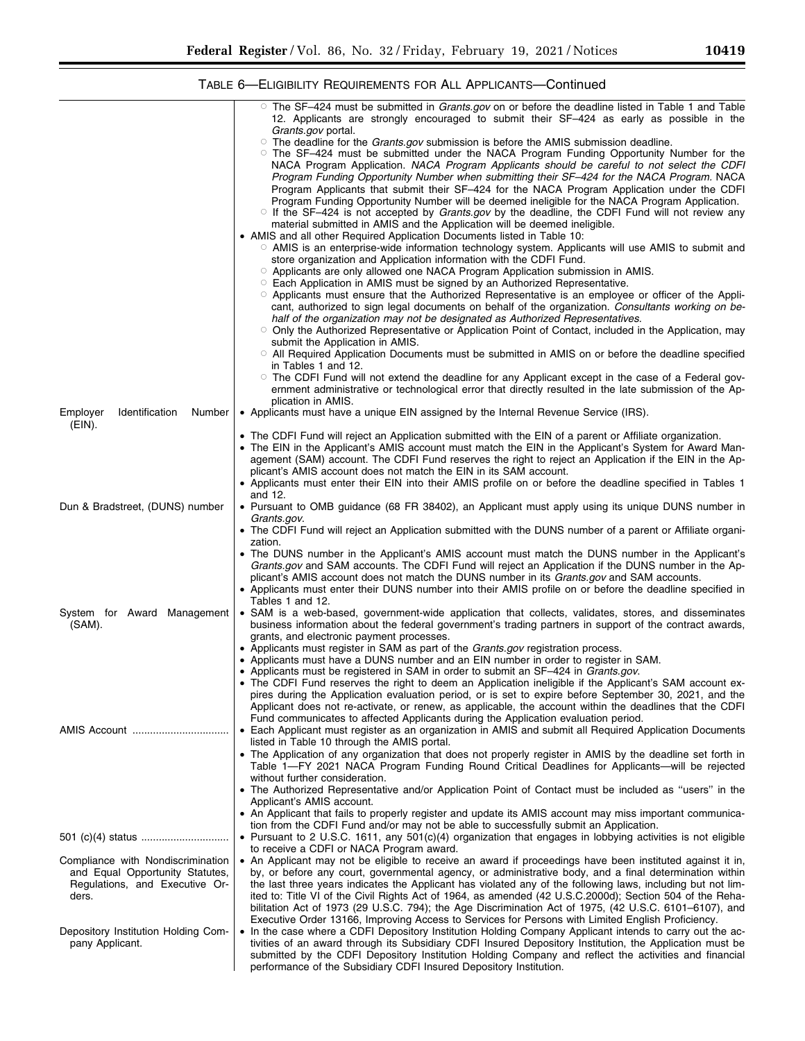TABLE 6—ELIGIBILITY REQUIREMENTS FOR ALL APPLICANTS—Continued

| | |
|---|---|
| | ◦ The SF–424 must be submitted in *Grants.gov* on or before the deadline listed in Table 1 and Table 12. Applicants are strongly encouraged to submit their SF–424 as early as possible in the *Grants.gov* portal.<br>◦ The deadline for the *Grants.gov* submission is before the AMIS submission deadline.<br>◦ The SF–424 must be submitted under the NACA Program Funding Opportunity Number for the NACA Program Application. *NACA Program Applicants should be careful to not select the CDFI Program Funding Opportunity Number when submitting their SF–424 for the NACA Program.* NACA Program Applicants that submit their SF–424 for the NACA Program Application under the CDFI Program Funding Opportunity Number will be deemed ineligible for the NACA Program Application.<br>◦ If the SF–424 is not accepted by *Grants.gov* by the deadline, the CDFI Fund will not review any material submitted in AMIS and the Application will be deemed ineligible.<br>• AMIS and all other Required Application Documents listed in Table 10:<br>◦ AMIS is an enterprise-wide information technology system. Applicants will use AMIS to submit and store organization and Application information with the CDFI Fund.<br>◦ Applicants are only allowed one NACA Program Application submission in AMIS.<br>◦ Each Application in AMIS must be signed by an Authorized Representative.<br>◦ Applicants must ensure that the Authorized Representative is an employee or officer of the Applicant, authorized to sign legal documents on behalf of the organization. *Consultants working on behalf of the organization may not be designated as Authorized Representatives.*<br>◦ Only the Authorized Representative or Application Point of Contact, included in the Application, may submit the Application in AMIS.<br>◦ All Required Application Documents must be submitted in AMIS on or before the deadline specified in Tables 1 and 12.<br>◦ The CDFI Fund will not extend the deadline for any Applicant except in the case of a Federal government administrative or technological error that directly resulted in the late submission of the Application in AMIS. |
| Employer Identification Number (EIN). | • Applicants must have a unique EIN assigned by the Internal Revenue Service (IRS).<br>• The CDFI Fund will reject an Application submitted with the EIN of a parent or Affiliate organization.<br>• The EIN in the Applicant's AMIS account must match the EIN in the Applicant's System for Award Management (SAM) account. The CDFI Fund reserves the right to reject an Application if the EIN in the Applicant's AMIS account does not match the EIN in its SAM account.<br>• Applicants must enter their EIN into their AMIS profile on or before the deadline specified in Tables 1 and 12. |
| Dun & Bradstreet, (DUNS) number | • Pursuant to OMB guidance (68 FR 38402), an Applicant must apply using its unique DUNS number in *Grants.gov*.<br>• The CDFI Fund will reject an Application submitted with the DUNS number of a parent or Affiliate organization.<br>• The DUNS number in the Applicant's AMIS account must match the DUNS number in the Applicant's *Grants.gov* and SAM accounts. The CDFI Fund will reject an Application if the DUNS number in the Applicant's AMIS account does not match the DUNS number in its *Grants.gov* and SAM accounts.<br>• Applicants must enter their DUNS number into their AMIS profile on or before the deadline specified in Tables 1 and 12. |
| System for Award Management (SAM). | • SAM is a web-based, government-wide application that collects, validates, stores, and disseminates business information about the federal government's trading partners in support of the contract awards, grants, and electronic payment processes.<br>• Applicants must register in SAM as part of the *Grants.gov* registration process.<br>• Applicants must have a DUNS number and an EIN number in order to register in SAM.<br>• Applicants must be registered in SAM in order to submit an SF–424 in *Grants.gov*.<br>• The CDFI Fund reserves the right to deem an Application ineligible if the Applicant's SAM account expires during the Application evaluation period, or is set to expire before September 30, 2021, and the Applicant does not re-activate, or renew, as applicable, the account within the deadlines that the CDFI Fund communicates to affected Applicants during the Application evaluation period. |
| AMIS Account | • Each Applicant must register as an organization in AMIS and submit all Required Application Documents listed in Table 10 through the AMIS portal.<br>• The Application of any organization that does not properly register in AMIS by the deadline set forth in Table 1—FY 2021 NACA Program Funding Round Critical Deadlines for Applicants—will be rejected without further consideration.<br>• The Authorized Representative and/or Application Point of Contact must be included as "users" in the Applicant's AMIS account.<br>• An Applicant that fails to properly register and update its AMIS account may miss important communication from the CDFI Fund and/or may not be able to successfully submit an Application. |
| 501 (c)(4) status | • Pursuant to 2 U.S.C. 1611, any 501(c)(4) organization that engages in lobbying activities is not eligible to receive a CDFI or NACA Program award. |
| Compliance with Nondiscrimination and Equal Opportunity Statutes, Regulations, and Executive Orders. | • An Applicant may not be eligible to receive an award if proceedings have been instituted against it in, by, or before any court, governmental agency, or administrative body, and a final determination within the last three years indicates the Applicant has violated any of the following laws, including but not limited to: Title VI of the Civil Rights Act of 1964, as amended (42 U.S.C.2000d); Section 504 of the Rehabilitation Act of 1973 (29 U.S.C. 794); the Age Discrimination Act of 1975, (42 U.S.C. 6101–6107), and Executive Order 13166, Improving Access to Services for Persons with Limited English Proficiency. |
| Depository Institution Holding Company Applicant. | • In the case where a CDFI Depository Institution Holding Company Applicant intends to carry out the activities of an award through its Subsidiary CDFI Insured Depository Institution, the Application must be submitted by the CDFI Depository Institution Holding Company and reflect the activities and financial performance of the Subsidiary CDFI Insured Depository Institution. |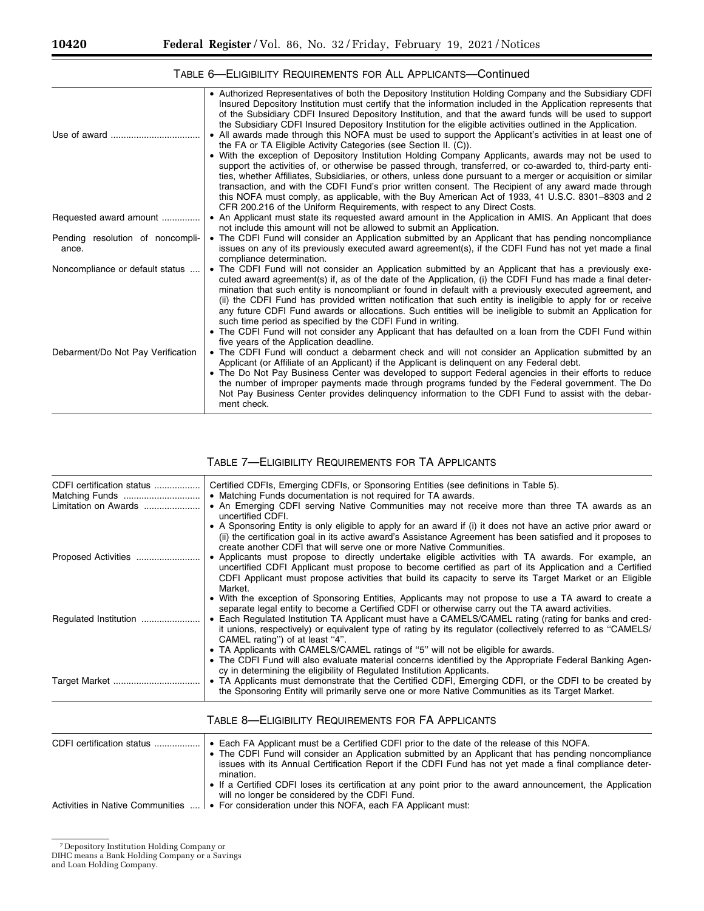### TABLE 6—ELIGIBILITY REQUIREMENTS FOR ALL APPLICANTS—Continued

| | |
|---|---|
| Use of award | • Authorized Representatives of both the Depository Institution Holding Company and the Subsidiary CDFI Insured Depository Institution must certify that the information included in the Application represents that of the Subsidiary CDFI Insured Depository Institution, and that the award funds will be used to support the Subsidiary CDFI Insured Depository Institution for the eligible activities outlined in the Application.<br>• All awards made through this NOFA must be used to support the Applicant's activities in at least one of the FA or TA Eligible Activity Categories (see Section II. (C)).<br>• With the exception of Depository Institution Holding Company Applicants, awards may not be used to support the activities of, or otherwise be passed through, transferred, or co-awarded to, third-party entities, whether Affiliates, Subsidiaries, or others, unless done pursuant to a merger or acquisition or similar transaction, and with the CDFI Fund's prior written consent. The Recipient of any award made through this NOFA must comply, as applicable, with the Buy American Act of 1933, 41 U.S.C. 8301–8303 and 2 CFR 200.216 of the Uniform Requirements, with respect to any Direct Costs. |
| Requested award amount | • An Applicant must state its requested award amount in the Application in AMIS. An Applicant that does not include this amount will not be allowed to submit an Application. |
| Pending resolution of noncompliance. | • The CDFI Fund will consider an Application submitted by an Applicant that has pending noncompliance issues on any of its previously executed award agreement(s), if the CDFI Fund has not yet made a final compliance determination. |
| Noncompliance or default status | • The CDFI Fund will not consider an Application submitted by an Applicant that has a previously executed award agreement(s) if, as of the date of the Application, (i) the CDFI Fund has made a final determination that such entity is noncompliant or found in default with a previously executed agreement, and (ii) the CDFI Fund has provided written notification that such entity is ineligible to apply for or receive any future CDFI Fund awards or allocations. Such entities will be ineligible to submit an Application for such time period as specified by the CDFI Fund in writing.<br>• The CDFI Fund will not consider any Applicant that has defaulted on a loan from the CDFI Fund within five years of the Application deadline. |
| Debarment/Do Not Pay Verification | • The CDFI Fund will conduct a debarment check and will not consider an Application submitted by an Applicant (or Affiliate of an Applicant) if the Applicant is delinquent on any Federal debt.<br>• The Do Not Pay Business Center was developed to support Federal agencies in their efforts to reduce the number of improper payments made through programs funded by the Federal government. The Do Not Pay Business Center provides delinquency information to the CDFI Fund to assist with the debarment check. |

### TABLE 7—ELIGIBILITY REQUIREMENTS FOR TA APPLICANTS

| | |
|---|---|
| CDFI certification status | Certified CDFIs, Emerging CDFIs, or Sponsoring Entities (see definitions in Table 5). |
| Matching Funds | • Matching Funds documentation is not required for TA awards. |
| Limitation on Awards | • An Emerging CDFI serving Native Communities may not receive more than three TA awards as an uncertified CDFI.<br>• A Sponsoring Entity is only eligible to apply for an award if (i) it does not have an active prior award or (ii) the certification goal in its active award's Assistance Agreement has been satisfied and it proposes to create another CDFI that will serve one or more Native Communities. |
| Proposed Activities | • Applicants must propose to directly undertake eligible activities with TA awards. For example, an uncertified CDFI Applicant must propose to become certified as part of its Application and a Certified CDFI Applicant must propose activities that build its capacity to serve its Target Market or an Eligible Market.<br>• With the exception of Sponsoring Entities, Applicants may not propose to use a TA award to create a separate legal entity to become a Certified CDFI or otherwise carry out the TA award activities. |
| Regulated Institution | • Each Regulated Institution TA Applicant must have a CAMELS/CAMEL rating (rating for banks and credit unions, respectively) or equivalent type of rating by its regulator (collectively referred to as "CAMELS/CAMEL rating") of at least "4".<br>• TA Applicants with CAMELS/CAMEL ratings of "5" will not be eligible for awards.<br>• The CDFI Fund will also evaluate material concerns identified by the Appropriate Federal Banking Agency in determining the eligibility of Regulated Institution Applicants. |
| Target Market | • TA Applicants must demonstrate that the Certified CDFI, Emerging CDFI, or the CDFI to be created by the Sponsoring Entity will primarily serve one or more Native Communities as its Target Market. |

### TABLE 8—ELIGIBILITY REQUIREMENTS FOR FA APPLICANTS

| | |
|---|---|
| CDFI certification status | • Each FA Applicant must be a Certified CDFI prior to the date of the release of this NOFA.<br>• The CDFI Fund will consider an Application submitted by an Applicant that has pending noncompliance issues with its Annual Certification Report if the CDFI Fund has not yet made a final compliance determination.<br>• If a Certified CDFI loses its certification at any point prior to the award announcement, the Application will no longer be considered by the CDFI Fund. |
| Activities in Native Communities | • For consideration under this NOFA, each FA Applicant must: |

[7] Depository Institution Holding Company or DIHC means a Bank Holding Company or a Savings and Loan Holding Company.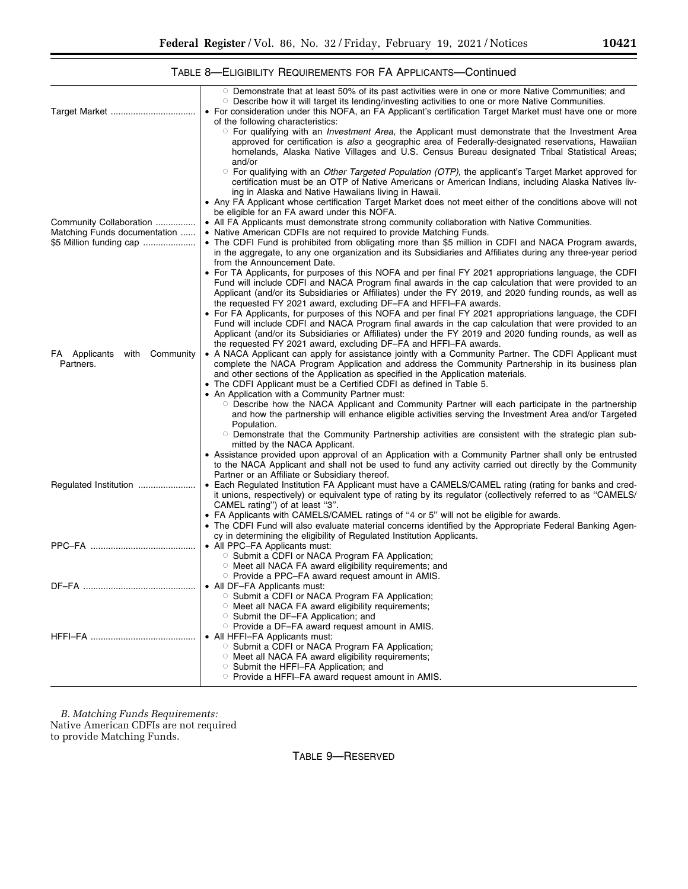TABLE 8—ELIGIBILITY REQUIREMENTS FOR FA APPLICANTS—Continued

| | |
|---|---|
| | ○ Demonstrate that at least 50% of its past activities were in one or more Native Communities; and<br>○ Describe how it will target its lending/investing activities to one or more Native Communities. |
| Target Market | • For consideration under this NOFA, an FA Applicant's certification Target Market must have one or more of the following characteristics:<br>○ For qualifying with an *Investment Area,* the Applicant must demonstrate that the Investment Area approved for certification is *also* a geographic area of Federally-designated reservations, Hawaiian homelands, Alaska Native Villages and U.S. Census Bureau designated Tribal Statistical Areas; and/or<br>○ For qualifying with an *Other Targeted Population (OTP),* the applicant's Target Market approved for certification must be an OTP of Native Americans or American Indians, including Alaska Natives living in Alaska and Native Hawaiians living in Hawaii.<br>• Any FA Applicant whose certification Target Market does not meet either of the conditions above will not be eligible for an FA award under this NOFA. |
| Community Collaboration | • All FA Applicants must demonstrate strong community collaboration with Native Communities. |
| Matching Funds documentation | • Native American CDFIs are not required to provide Matching Funds. |
| $5 Million funding cap | • The CDFI Fund is prohibited from obligating more than $5 million in CDFI and NACA Program awards, in the aggregate, to any one organization and its Subsidiaries and Affiliates during any three-year period from the Announcement Date.<br>• For TA Applicants, for purposes of this NOFA and per final FY 2021 appropriations language, the CDFI Fund will include CDFI and NACA Program final awards in the cap calculation that were provided to an Applicant (and/or its Subsidiaries or Affiliates) under the FY 2019, and 2020 funding rounds, as well as the requested FY 2021 award, excluding DF–FA and HFFI–FA awards.<br>• For FA Applicants, for purposes of this NOFA and per final FY 2021 appropriations language, the CDFI Fund will include CDFI and NACA Program final awards in the cap calculation that were provided to an Applicant (and/or its Subsidiaries or Affiliates) under the FY 2019 and 2020 funding rounds, as well as the requested FY 2021 award, excluding DF–FA and HFFI–FA awards. |
| FA Applicants with Community Partners. | • A NACA Applicant can apply for assistance jointly with a Community Partner. The CDFI Applicant must complete the NACA Program Application and address the Community Partnership in its business plan and other sections of the Application as specified in the Application materials.<br>• The CDFI Applicant must be a Certified CDFI as defined in Table 5.<br>• An Application with a Community Partner must:<br>○ Describe how the NACA Applicant and Community Partner will each participate in the partnership and how the partnership will enhance eligible activities serving the Investment Area and/or Targeted Population.<br>○ Demonstrate that the Community Partnership activities are consistent with the strategic plan submitted by the NACA Applicant.<br>• Assistance provided upon approval of an Application with a Community Partner shall only be entrusted to the NACA Applicant and shall not be used to fund any activity carried out directly by the Community Partner or an Affiliate or Subsidiary thereof. |
| Regulated Institution | • Each Regulated Institution FA Applicant must have a CAMELS/CAMEL rating (rating for banks and credit unions, respectively) or equivalent type of rating by its regulator (collectively referred to as "CAMELS/CAMEL rating") of at least "3".<br>• FA Applicants with CAMELS/CAMEL ratings of "4 or 5" will not be eligible for awards.<br>• The CDFI Fund will also evaluate material concerns identified by the Appropriate Federal Banking Agency in determining the eligibility of Regulated Institution Applicants. |
| PPC–FA | • All PPC–FA Applicants must:<br>○ Submit a CDFI or NACA Program FA Application;<br>○ Meet all NACA FA award eligibility requirements; and<br>○ Provide a PPC–FA award request amount in AMIS. |
| DF–FA | • All DF–FA Applicants must:<br>○ Submit a CDFI or NACA Program FA Application;<br>○ Meet all NACA FA award eligibility requirements;<br>○ Submit the DF–FA Application; and<br>○ Provide a DF–FA award request amount in AMIS. |
| HFFI–FA | • All HFFI–FA Applicants must:<br>○ Submit a CDFI or NACA Program FA Application;<br>○ Meet all NACA FA award eligibility requirements;<br>○ Submit the HFFI–FA Application; and<br>○ Provide a HFFI–FA award request amount in AMIS. |

*B. Matching Funds Requirements:* Native American CDFIs are not required to provide Matching Funds.

TABLE 9—RESERVED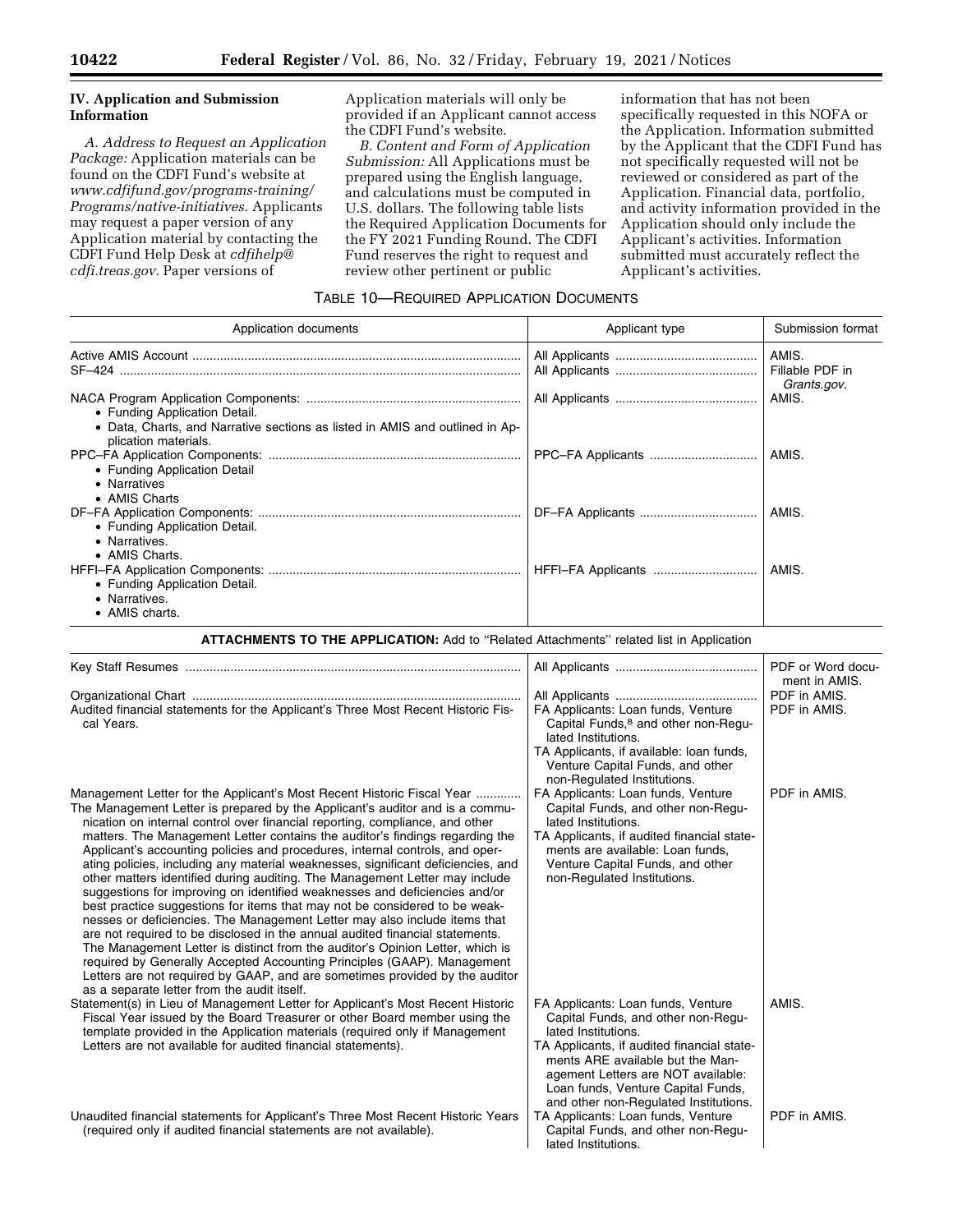## IV. Application and Submission Information

*A. Address to Request an Application Package:* Application materials can be found on the CDFI Fund's website at *www.cdfifund.gov/programs-training/Programs/native-initiatives.* Applicants may request a paper version of any Application material by contacting the CDFI Fund Help Desk at *cdfihelp@cdfi.treas.gov.* Paper versions of Application materials will only be provided if an Applicant cannot access the CDFI Fund's website.

*B. Content and Form of Application Submission:* All Applications must be prepared using the English language, and calculations must be computed in U.S. dollars. The following table lists the Required Application Documents for the FY 2021 Funding Round. The CDFI Fund reserves the right to request and review other pertinent or public information that has not been specifically requested in this NOFA or the Application. Information submitted by the Applicant that the CDFI Fund has not specifically requested will not be reviewed or considered as part of the Application. Financial data, portfolio, and activity information provided in the Application should only include the Applicant's activities. Information submitted must accurately reflect the Applicant's activities.

TABLE 10—REQUIRED APPLICATION DOCUMENTS

| Application documents | Applicant type | Submission format |
| --- | --- | --- |
| Active AMIS Account | All Applicants | AMIS. |
| SF–424 | All Applicants | Fillable PDF in *Grants.gov*. |
| NACA Program Application Components: <br>• Funding Application Detail. <br>• Data, Charts, and Narrative sections as listed in AMIS and outlined in Application materials. | All Applicants | AMIS. |
| PPC–FA Application Components: <br>• Funding Application Detail <br>• Narratives <br>• AMIS Charts | PPC–FA Applicants | AMIS. |
| DF–FA Application Components: <br>• Funding Application Detail. <br>• Narratives. <br>• AMIS Charts. | DF–FA Applicants | AMIS. |
| HFFI–FA Application Components: <br>• Funding Application Detail. <br>• Narratives. <br>• AMIS charts. | HFFI–FA Applicants | AMIS. |
| **ATTACHMENTS TO THE APPLICATION:** Add to "Related Attachments" related list in Application | | |
| Key Staff Resumes | All Applicants | PDF or Word document in AMIS. |
| Organizational Chart | All Applicants | PDF in AMIS. |
| Audited financial statements for the Applicant's Three Most Recent Historic Fiscal Years. | FA Applicants: Loan funds, Venture Capital Funds,[8] and other non-Regulated Institutions. <br>TA Applicants, if available: loan funds, Venture Capital Funds, and other non-Regulated Institutions. | PDF in AMIS. |
| Management Letter for the Applicant's Most Recent Historic Fiscal Year <br>The Management Letter is prepared by the Applicant's auditor and is a communication on internal control over financial reporting, compliance, and other matters. The Management Letter contains the auditor's findings regarding the Applicant's accounting policies and procedures, internal controls, and operating policies, including any material weaknesses, significant deficiencies, and other matters identified during auditing. The Management Letter may include suggestions for improving on identified weaknesses and deficiencies and/or best practice suggestions for items that may not be considered to be weaknesses or deficiencies. The Management Letter may also include items that are not required to be disclosed in the annual audited financial statements. The Management Letter is distinct from the auditor's Opinion Letter, which is required by Generally Accepted Accounting Principles (GAAP). Management Letters are not required by GAAP, and are sometimes provided by the auditor as a separate letter from the audit itself. | FA Applicants: Loan funds, Venture Capital Funds, and other non-Regulated Institutions. <br>TA Applicants, if audited financial statements are available: Loan funds, Venture Capital Funds, and other non-Regulated Institutions. | PDF in AMIS. |
| Statement(s) in Lieu of Management Letter for Applicant's Most Recent Historic Fiscal Year issued by the Board Treasurer or other Board member using the template provided in the Application materials (required only if Management Letters are not available for audited financial statements). | FA Applicants: Loan funds, Venture Capital Funds, and other non-Regulated Institutions. <br>TA Applicants, if audited financial statements ARE available but the Management Letters are NOT available: Loan funds, Venture Capital Funds, and other non-Regulated Institutions. | AMIS. |
| Unaudited financial statements for Applicant's Three Most Recent Historic Years (required only if audited financial statements are not available). | TA Applicants: Loan funds, Venture Capital Funds, and other non-Regulated Institutions. | PDF in AMIS. |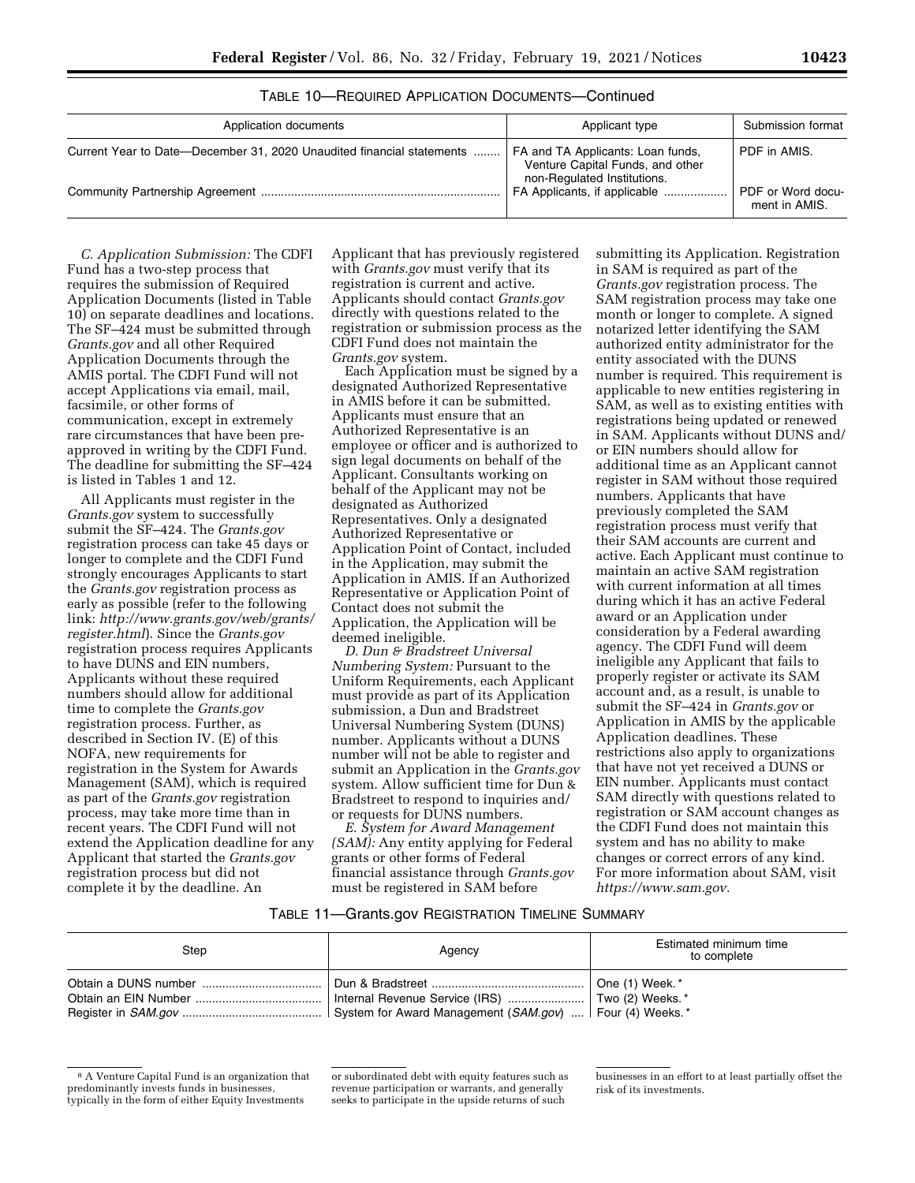TABLE 10—REQUIRED APPLICATION DOCUMENTS—Continued

| Application documents | Applicant type | Submission format |
| --- | --- | --- |
| Current Year to Date—December 31, 2020 Unaudited financial statements | FA and TA Applicants: Loan funds, Venture Capital Funds, and other non-Regulated Institutions. | PDF in AMIS. |
| Community Partnership Agreement | FA Applicants, if applicable | PDF or Word document in AMIS. |

*C. Application Submission:* The CDFI Fund has a two-step process that requires the submission of Required Application Documents (listed in Table 10) on separate deadlines and locations. The SF–424 must be submitted through *Grants.gov* and all other Required Application Documents through the AMIS portal. The CDFI Fund will not accept Applications via email, mail, facsimile, or other forms of communication, except in extremely rare circumstances that have been pre-approved in writing by the CDFI Fund. The deadline for submitting the SF–424 is listed in Tables 1 and 12.

All Applicants must register in the *Grants.gov* system to successfully submit the SF–424. The *Grants.gov* registration process can take 45 days or longer to complete and the CDFI Fund strongly encourages Applicants to start the *Grants.gov* registration process as early as possible (refer to the following link: *http://www.grants.gov/web/grants/register.html*). Since the *Grants.gov* registration process requires Applicants to have DUNS and EIN numbers, Applicants without these required numbers should allow for additional time to complete the *Grants.gov* registration process. Further, as described in Section IV. (E) of this NOFA, new requirements for registration in the System for Awards Management (SAM), which is required as part of the *Grants.gov* registration process, may take more time than in recent years. The CDFI Fund will not extend the Application deadline for any Applicant that started the *Grants.gov* registration process but did not complete it by the deadline. An Applicant that has previously registered with *Grants.gov* must verify that its registration is current and active. Applicants should contact *Grants.gov* directly with questions related to the registration or submission process as the CDFI Fund does not maintain the *Grants.gov* system.

Each Application must be signed by a designated Authorized Representative in AMIS before it can be submitted. Applicants must ensure that an Authorized Representative is an employee or officer and is authorized to sign legal documents on behalf of the Applicant. Consultants working on behalf of the Applicant may not be designated as Authorized Representatives. Only a designated Authorized Representative or Application Point of Contact, included in the Application, may submit the Application in AMIS. If an Authorized Representative or Application Point of Contact does not submit the Application, the Application will be deemed ineligible.

*D. Dun & Bradstreet Universal Numbering System:* Pursuant to the Uniform Requirements, each Applicant must provide as part of its Application submission, a Dunn and Bradstreet Universal Numbering System (DUNS) number. Applicants without a DUNS number will not be able to register and submit an Application in the *Grants.gov* system. Allow sufficient time for Dun & Bradstreet to respond to inquiries and/or requests for DUNS numbers.

*E. System for Award Management (SAM):* Any entity applying for Federal grants or other forms of Federal financial assistance through *Grants.gov* must be registered in SAM before submitting its Application. Registration in SAM is required as part of the *Grants.gov* registration process. The SAM registration process may take one month or longer to complete. A signed notarized letter identifying the SAM authorized entity administrator for the entity associated with the DUNS number is required. This requirement is applicable to new entities registering in SAM, as well as to existing entities with registrations being updated or renewed in SAM. Applicants without DUNS and/or EIN numbers should allow for additional time as an Applicant cannot register in SAM without those required numbers. Applicants that have previously completed the SAM registration process must verify that their SAM accounts are current and active. Each Applicant must continue to maintain an active SAM registration with current information at all times during which it has an active Federal award or an Application under consideration by a Federal awarding agency. The CDFI Fund will deem ineligible any Applicant that fails to properly register or activate its SAM account and, as a result, is unable to submit the SF–424 in *Grants.gov* or Application in AMIS by the applicable Application deadlines. These restrictions also apply to organizations that have not yet received a DUNS or EIN number. Applicants must contact SAM directly with questions related to registration or SAM account changes as the CDFI Fund does not maintain this system and has no ability to make changes or correct errors of any kind. For more information about SAM, visit *https://www.sam.gov.*

TABLE 11—Grants.gov REGISTRATION TIMELINE SUMMARY

| Step | Agency | Estimated minimum time to complete |
| --- | --- | --- |
| Obtain a DUNS number | Dun & Bradstreet | One (1) Week.* |
| Obtain an EIN Number | Internal Revenue Service (IRS) | Two (2) Weeks.* |
| Register in *SAM.gov* | System for Award Management (*SAM.gov*) | Four (4) Weeks.* |

[8] A Venture Capital Fund is an organization that predominantly invests funds in businesses, typically in the form of either Equity Investments or subordinated debt with equity features such as revenue participation or warrants, and generally seeks to participate in the upside returns of such businesses in an effort to at least partially offset the risk of its investments.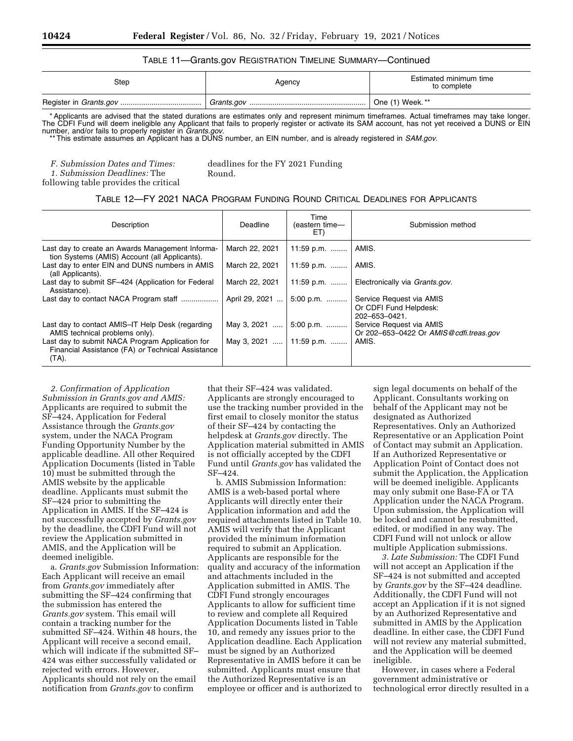TABLE 11—Grants.gov REGISTRATION TIMELINE SUMMARY—Continued

| Step | Agency | Estimated minimum time to complete |
| --- | --- | --- |
| Register in *Grants.gov* | *Grants.gov* | One (1) Week.** |

* Applicants are advised that the stated durations are estimates only and represent minimum timeframes. Actual timeframes may take longer. The CDFI Fund will deem ineligible any Applicant that fails to properly register or activate its SAM account, has not yet received a DUNS or EIN number, and/or fails to properly register in *Grants.gov*.

** This estimate assumes an Applicant has a DUNS number, an EIN number, and is already registered in *SAM.gov*.

*F. Submission Dates and Times:*

*1. Submission Deadlines:* The following table provides the critical deadlines for the FY 2021 Funding Round.

TABLE 12—FY 2021 NACA PROGRAM FUNDING ROUND CRITICAL DEADLINES FOR APPLICANTS

| Description | Deadline | Time (eastern time—ET) | Submission method |
| --- | --- | --- | --- |
| Last day to create an Awards Management Information Systems (AMIS) Account (all Applicants). | March 22, 2021 | 11:59 p.m. | AMIS. |
| Last day to enter EIN and DUNS numbers in AMIS (all Applicants). | March 22, 2021 | 11:59 p.m. | AMIS. |
| Last day to submit SF–424 (Application for Federal Assistance). | March 22, 2021 | 11:59 p.m. | Electronically via *Grants.gov*. |
| Last day to contact NACA Program staff | April 29, 2021 | 5:00 p.m. | Service Request via AMIS Or CDFI Fund Helpdesk: 202–653–0421. |
| Last day to contact AMIS–IT Help Desk (regarding AMIS technical problems only). | May 3, 2021 | 5:00 p.m. | Service Request via AMIS Or 202–653–0422 Or *AMIS@cdfi.treas.gov* |
| Last day to submit NACA Program Application for Financial Assistance (FA) *or* Technical Assistance (TA). | May 3, 2021 | 11:59 p.m. | AMIS. |

*2. Confirmation of Application Submission in Grants.gov and AMIS:* Applicants are required to submit the SF–424, Application for Federal Assistance through the *Grants.gov* system, under the NACA Program Funding Opportunity Number by the applicable deadline. All other Required Application Documents (listed in Table 10) must be submitted through the AMIS website by the applicable deadline. Applicants must submit the SF–424 prior to submitting the Application in AMIS. If the SF–424 is not successfully accepted by *Grants.gov* by the deadline, the CDFI Fund will not review the Application submitted in AMIS, and the Application will be deemed ineligible.

a. *Grants.gov* Submission Information: Each Applicant will receive an email from *Grants.gov* immediately after submitting the SF–424 confirming that the submission has entered the *Grants.gov* system. This email will contain a tracking number for the submitted SF–424. Within 48 hours, the Applicant will receive a second email, which will indicate if the submitted SF–424 was either successfully validated or rejected with errors. However, Applicants should not rely on the email notification from *Grants.gov* to confirm that their SF–424 was validated. Applicants are strongly encouraged to use the tracking number provided in the first email to closely monitor the status of their SF–424 by contacting the helpdesk at *Grants.gov* directly. The Application material submitted in AMIS is not officially accepted by the CDFI Fund until *Grants.gov* has validated the SF–424.

b. AMIS Submission Information: AMIS is a web-based portal where Applicants will directly enter their Application information and add the required attachments listed in Table 10. AMIS will verify that the Applicant provided the minimum information required to submit an Application. Applicants are responsible for the quality and accuracy of the information and attachments included in the Application submitted in AMIS. The CDFI Fund strongly encourages Applicants to allow for sufficient time to review and complete all Required Application Documents listed in Table 10, and remedy any issues prior to the Application deadline. Each Application must be signed by an Authorized Representative in AMIS before it can be submitted. Applicants must ensure that the Authorized Representative is an employee or officer and is authorized to sign legal documents on behalf of the Applicant. Consultants working on behalf of the Applicant may not be designated as Authorized Representatives. Only an Authorized Representative or an Application Point of Contact may submit an Application. If an Authorized Representative or Application Point of Contact does not submit the Application, the Application will be deemed ineligible. Applicants may only submit one Base-FA or TA Application under the NACA Program. Upon submission, the Application will be locked and cannot be resubmitted, edited, or modified in any way. The CDFI Fund will not unlock or allow multiple Application submissions.

*3. Late Submission:* The CDFI Fund will not accept an Application if the SF–424 is not submitted and accepted by *Grants.gov* by the SF–424 deadline. Additionally, the CDFI Fund will not accept an Application if it is not signed by an Authorized Representative and submitted in AMIS by the Application deadline. In either case, the CDFI Fund will not review any material submitted, and the Application will be deemed ineligible.

However, in cases where a Federal government administrative or technological error directly resulted in a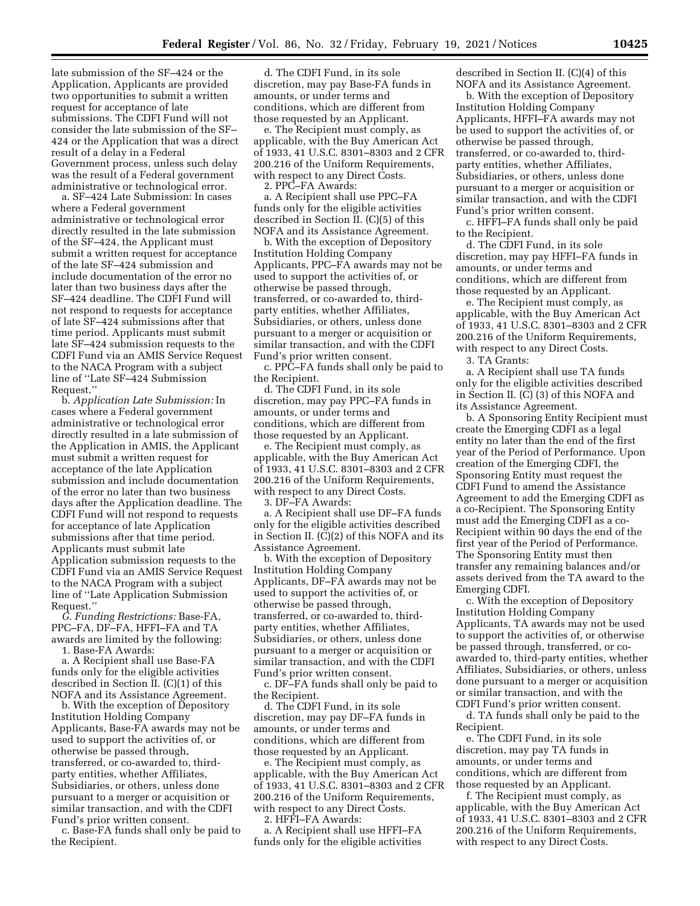late submission of the SF–424 or the Application, Applicants are provided two opportunities to submit a written request for acceptance of late submissions. The CDFI Fund will not consider the late submission of the SF–424 or the Application that was a direct result of a delay in a Federal Government process, unless such delay was the result of a Federal government administrative or technological error.

a. SF–424 Late Submission: In cases where a Federal government administrative or technological error directly resulted in the late submission of the SF–424, the Applicant must submit a written request for acceptance of the late SF–424 submission and include documentation of the error no later than two business days after the SF–424 deadline. The CDFI Fund will not respond to requests for acceptance of late SF–424 submissions after that time period. Applicants must submit late SF–424 submission requests to the CDFI Fund via an AMIS Service Request to the NACA Program with a subject line of ''Late SF–424 Submission Request.''

b. *Application Late Submission:* In cases where a Federal government administrative or technological error directly resulted in a late submission of the Application in AMIS, the Applicant must submit a written request for acceptance of the late Application submission and include documentation of the error no later than two business days after the Application deadline. The CDFI Fund will not respond to requests for acceptance of late Application submissions after that time period. Applicants must submit late Application submission requests to the CDFI Fund via an AMIS Service Request to the NACA Program with a subject line of ''Late Application Submission Request.''

*G. Funding Restrictions:* Base-FA, PPC–FA, DF–FA, HFFI–FA and TA awards are limited by the following:

1. Base-FA Awards:

a. A Recipient shall use Base-FA funds only for the eligible activities described in Section II. (C)(1) of this NOFA and its Assistance Agreement.

b. With the exception of Depository Institution Holding Company Applicants, Base-FA awards may not be used to support the activities of, or otherwise be passed through, transferred, or co-awarded to, third-party entities, whether Affiliates, Subsidiaries, or others, unless done pursuant to a merger or acquisition or similar transaction, and with the CDFI Fund's prior written consent.

c. Base-FA funds shall only be paid to the Recipient.

d. The CDFI Fund, in its sole discretion, may pay Base-FA funds in amounts, or under terms and conditions, which are different from those requested by an Applicant.

e. The Recipient must comply, as applicable, with the Buy American Act of 1933, 41 U.S.C. 8301–8303 and 2 CFR 200.216 of the Uniform Requirements, with respect to any Direct Costs.

2. PPC–FA Awards:

a. A Recipient shall use PPC–FA funds only for the eligible activities described in Section II. (C)(5) of this NOFA and its Assistance Agreement.

b. With the exception of Depository Institution Holding Company Applicants, PPC–FA awards may not be used to support the activities of, or otherwise be passed through, transferred, or co-awarded to, third-party entities, whether Affiliates, Subsidiaries, or others, unless done pursuant to a merger or acquisition or similar transaction, and with the CDFI Fund's prior written consent.

c. PPC–FA funds shall only be paid to the Recipient.

d. The CDFI Fund, in its sole discretion, may pay PPC–FA funds in amounts, or under terms and conditions, which are different from those requested by an Applicant.

e. The Recipient must comply, as applicable, with the Buy American Act of 1933, 41 U.S.C. 8301–8303 and 2 CFR 200.216 of the Uniform Requirements, with respect to any Direct Costs.

3. DF–FA Awards:

a. A Recipient shall use DF–FA funds only for the eligible activities described in Section II. (C)(2) of this NOFA and its Assistance Agreement.

b. With the exception of Depository Institution Holding Company Applicants, DF–FA awards may not be used to support the activities of, or otherwise be passed through, transferred, or co-awarded to, third-party entities, whether Affiliates, Subsidiaries, or others, unless done pursuant to a merger or acquisition or similar transaction, and with the CDFI Fund's prior written consent.

c. DF–FA funds shall only be paid to the Recipient.

d. The CDFI Fund, in its sole discretion, may pay DF–FA funds in amounts, or under terms and conditions, which are different from those requested by an Applicant.

e. The Recipient must comply, as applicable, with the Buy American Act of 1933, 41 U.S.C. 8301–8303 and 2 CFR 200.216 of the Uniform Requirements, with respect to any Direct Costs.

2. HFFI–FA Awards:

a. A Recipient shall use HFFI–FA funds only for the eligible activities described in Section II. (C)(4) of this NOFA and its Assistance Agreement.

b. With the exception of Depository Institution Holding Company Applicants, HFFI–FA awards may not be used to support the activities of, or otherwise be passed through, transferred, or co-awarded to, third-party entities, whether Affiliates, Subsidiaries, or others, unless done pursuant to a merger or acquisition or similar transaction, and with the CDFI Fund's prior written consent.

c. HFFI–FA funds shall only be paid to the Recipient.

d. The CDFI Fund, in its sole discretion, may pay HFFI–FA funds in amounts, or under terms and conditions, which are different from those requested by an Applicant.

e. The Recipient must comply, as applicable, with the Buy American Act of 1933, 41 U.S.C. 8301–8303 and 2 CFR 200.216 of the Uniform Requirements, with respect to any Direct Costs.

3. TA Grants:

a. A Recipient shall use TA funds only for the eligible activities described in Section II. (C) (3) of this NOFA and its Assistance Agreement.

b. A Sponsoring Entity Recipient must create the Emerging CDFI as a legal entity no later than the end of the first year of the Period of Performance. Upon creation of the Emerging CDFI, the Sponsoring Entity must request the CDFI Fund to amend the Assistance Agreement to add the Emerging CDFI as a co-Recipient. The Sponsoring Entity must add the Emerging CDFI as a co-Recipient within 90 days the end of the first year of the Period of Performance. The Sponsoring Entity must then transfer any remaining balances and/or assets derived from the TA award to the Emerging CDFI.

c. With the exception of Depository Institution Holding Company Applicants, TA awards may not be used to support the activities of, or otherwise be passed through, transferred, or co-awarded to, third-party entities, whether Affiliates, Subsidiaries, or others, unless done pursuant to a merger or acquisition or similar transaction, and with the CDFI Fund's prior written consent.

d. TA funds shall only be paid to the Recipient.

e. The CDFI Fund, in its sole discretion, may pay TA funds in amounts, or under terms and conditions, which are different from those requested by an Applicant.

f. The Recipient must comply, as applicable, with the Buy American Act of 1933, 41 U.S.C. 8301–8303 and 2 CFR 200.216 of the Uniform Requirements, with respect to any Direct Costs.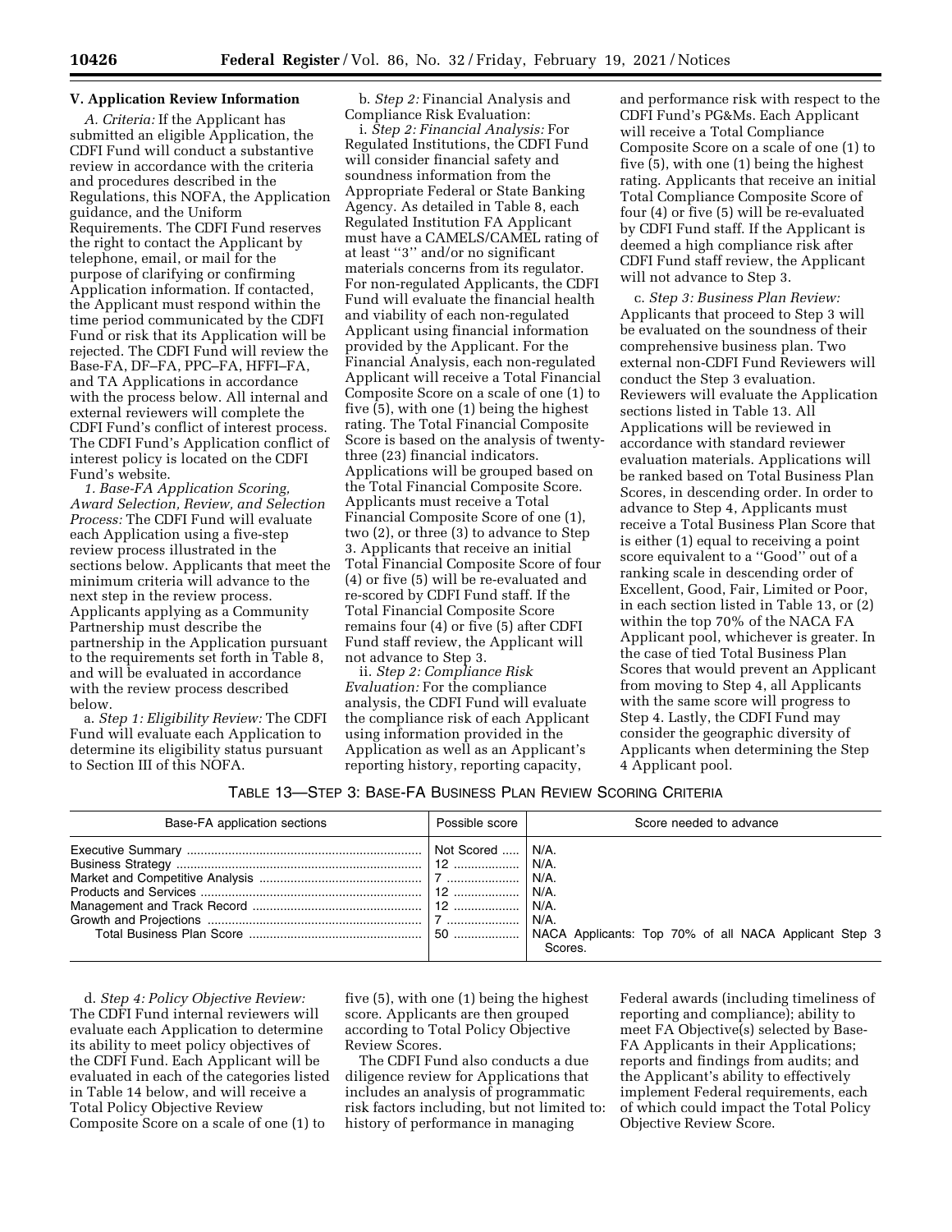### V. Application Review Information

*A. Criteria:* If the Applicant has submitted an eligible Application, the CDFI Fund will conduct a substantive review in accordance with the criteria and procedures described in the Regulations, this NOFA, the Application guidance, and the Uniform Requirements. The CDFI Fund reserves the right to contact the Applicant by telephone, email, or mail for the purpose of clarifying or confirming Application information. If contacted, the Applicant must respond within the time period communicated by the CDFI Fund or risk that its Application will be rejected. The CDFI Fund will review the Base-FA, DF–FA, PPC–FA, HFFI–FA, and TA Applications in accordance with the process below. All internal and external reviewers will complete the CDFI Fund's conflict of interest process. The CDFI Fund's Application conflict of interest policy is located on the CDFI Fund's website.

*1. Base-FA Application Scoring, Award Selection, Review, and Selection Process:* The CDFI Fund will evaluate each Application using a five-step review process illustrated in the sections below. Applicants that meet the minimum criteria will advance to the next step in the review process. Applicants applying as a Community Partnership must describe the partnership in the Application pursuant to the requirements set forth in Table 8, and will be evaluated in accordance with the review process described below.

a. *Step 1: Eligibility Review:* The CDFI Fund will evaluate each Application to determine its eligibility status pursuant to Section III of this NOFA.

b. *Step 2:* Financial Analysis and Compliance Risk Evaluation:

i. *Step 2: Financial Analysis:* For Regulated Institutions, the CDFI Fund will consider financial safety and soundness information from the Appropriate Federal or State Banking Agency. As detailed in Table 8, each Regulated Institution FA Applicant must have a CAMELS/CAMEL rating of at least ''3'' and/or no significant materials concerns from its regulator. For non-regulated Applicants, the CDFI Fund will evaluate the financial health and viability of each non-regulated Applicant using financial information provided by the Applicant. For the Financial Analysis, each non-regulated Applicant will receive a Total Financial Composite Score on a scale of one (1) to five (5), with one (1) being the highest rating. The Total Financial Composite Score is based on the analysis of twenty-three (23) financial indicators. Applications will be grouped based on the Total Financial Composite Score. Applicants must receive a Total Financial Composite Score of one (1), two (2), or three (3) to advance to Step 3. Applicants that receive an initial Total Financial Composite Score of four (4) or five (5) will be re-evaluated and re-scored by CDFI Fund staff. If the Total Financial Composite Score remains four (4) or five (5) after CDFI Fund staff review, the Applicant will not advance to Step 3.

ii. *Step 2: Compliance Risk Evaluation:* For the compliance analysis, the CDFI Fund will evaluate the compliance risk of each Applicant using information provided in the Application as well as an Applicant's reporting history, reporting capacity, and performance risk with respect to the CDFI Fund's PG&Ms. Each Applicant will receive a Total Compliance Composite Score on a scale of one (1) to five (5), with one (1) being the highest rating. Applicants that receive an initial Total Compliance Composite Score of four (4) or five (5) will be re-evaluated by CDFI Fund staff. If the Applicant is deemed a high compliance risk after CDFI Fund staff review, the Applicant will not advance to Step 3.

c. *Step 3: Business Plan Review:* Applicants that proceed to Step 3 will be evaluated on the soundness of their comprehensive business plan. Two external non-CDFI Fund Reviewers will conduct the Step 3 evaluation. Reviewers will evaluate the Application sections listed in Table 13. All Applications will be reviewed in accordance with standard reviewer evaluation materials. Applications will be ranked based on Total Business Plan Scores, in descending order. In order to advance to Step 4, Applicants must receive a Total Business Plan Score that is either (1) equal to receiving a point score equivalent to a ''Good'' out of a ranking scale in descending order of Excellent, Good, Fair, Limited or Poor, in each section listed in Table 13, or (2) within the top 70% of the NACA FA Applicant pool, whichever is greater. In the case of tied Total Business Plan Scores that would prevent an Applicant from moving to Step 4, all Applicants with the same score will progress to Step 4. Lastly, the CDFI Fund may consider the geographic diversity of Applicants when determining the Step 4 Applicant pool.

TABLE 13—STEP 3: BASE-FA BUSINESS PLAN REVIEW SCORING CRITERIA

| Base-FA application sections | Possible score | Score needed to advance |
| --- | --- | --- |
| Executive Summary | Not Scored | N/A. |
| Business Strategy | 12 | N/A. |
| Market and Competitive Analysis | 7 | N/A. |
| Products and Services | 12 | N/A. |
| Management and Track Record | 12 | N/A. |
| Growth and Projections | 7 | N/A. |
| Total Business Plan Score | 50 | NACA Applicants: Top 70% of all NACA Applicant Step 3 Scores. |

d. *Step 4: Policy Objective Review:* The CDFI Fund internal reviewers will evaluate each Application to determine its ability to meet policy objectives of the CDFI Fund. Each Applicant will be evaluated in each of the categories listed in Table 14 below, and will receive a Total Policy Objective Review Composite Score on a scale of one (1) to five (5), with one (1) being the highest score. Applicants are then grouped according to Total Policy Objective Review Scores.

The CDFI Fund also conducts a due diligence review for Applications that includes an analysis of programmatic risk factors including, but not limited to: history of performance in managing Federal awards (including timeliness of reporting and compliance); ability to meet FA Objective(s) selected by Base-FA Applicants in their Applications; reports and findings from audits; and the Applicant's ability to effectively implement Federal requirements, each of which could impact the Total Policy Objective Review Score.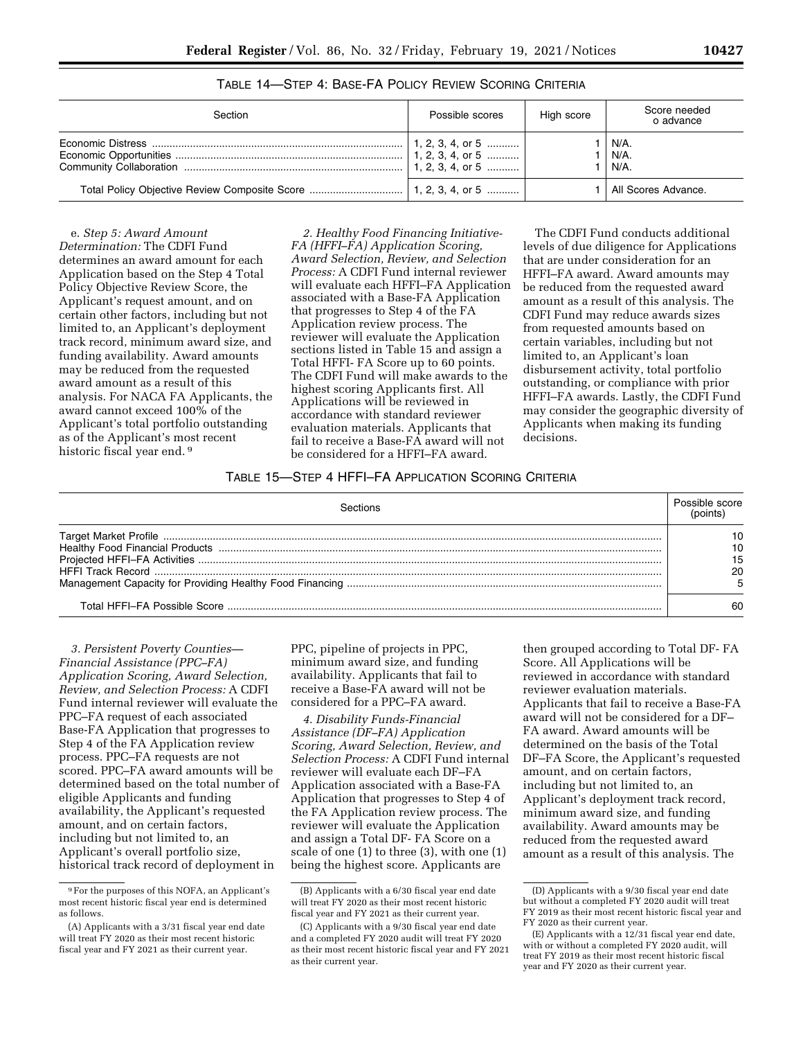TABLE 14—STEP 4: BASE-FA POLICY REVIEW SCORING CRITERIA

| Section | Possible scores | High score | Score needed o advance |
|---|---|---|---|
| Economic Distress | 1, 2, 3, 4, or 5 | 1 | N/A. |
| Economic Opportunities | 1, 2, 3, 4, or 5 | 1 | N/A. |
| Community Collaboration | 1, 2, 3, 4, or 5 | 1 | N/A. |
| Total Policy Objective Review Composite Score | 1, 2, 3, 4, or 5 | 1 | All Scores Advance. |

e. *Step 5: Award Amount Determination:* The CDFI Fund determines an award amount for each Application based on the Step 4 Total Policy Objective Review Score, the Applicant's request amount, and on certain other factors, including but not limited to, an Applicant's deployment track record, minimum award size, and funding availability. Award amounts may be reduced from the requested award amount as a result of this analysis. For NACA FA Applicants, the award cannot exceed 100% of the Applicant's total portfolio outstanding as of the Applicant's most recent historic fiscal year end. [9]

*2. Healthy Food Financing Initiative-FA (HFFI–FA) Application Scoring, Award Selection, Review, and Selection Process:* A CDFI Fund internal reviewer will evaluate each HFFI–FA Application associated with a Base-FA Application that progresses to Step 4 of the FA Application review process. The reviewer will evaluate the Application sections listed in Table 15 and assign a Total HFFI- FA Score up to 60 points. The CDFI Fund will make awards to the highest scoring Applicants first. All Applications will be reviewed in accordance with standard reviewer evaluation materials. Applicants that fail to receive a Base-FA award will not be considered for a HFFI–FA award.

The CDFI Fund conducts additional levels of due diligence for Applications that are under consideration for an HFFI–FA award. Award amounts may be reduced from the requested award amount as a result of this analysis. The CDFI Fund may reduce awards sizes from requested amounts based on certain variables, including but not limited to, an Applicant's loan disbursement activity, total portfolio outstanding, or compliance with prior HFFI–FA awards. Lastly, the CDFI Fund may consider the geographic diversity of Applicants when making its funding decisions.

TABLE 15—STEP 4 HFFI–FA APPLICATION SCORING CRITERIA

| Sections | Possible score (points) |
|---|---|
| Target Market Profile | 10 |
| Healthy Food Financial Products | 10 |
| Projected HFFI–FA Activities | 15 |
| HFFI Track Record | 20 |
| Management Capacity for Providing Healthy Food Financing | 5 |
| Total HFFI–FA Possible Score | 60 |

*3. Persistent Poverty Counties—Financial Assistance (PPC–FA) Application Scoring, Award Selection, Review, and Selection Process:* A CDFI Fund internal reviewer will evaluate the PPC–FA request of each associated Base-FA Application that progresses to Step 4 of the FA Application review process. PPC–FA requests are not scored. PPC–FA award amounts will be determined based on the total number of eligible Applicants and funding availability, the Applicant's requested amount, and on certain factors, including but not limited to, an Applicant's overall portfolio size, historical track record of deployment in PPC, pipeline of projects in PPC, minimum award size, and funding availability. Applicants that fail to receive a Base-FA award will not be considered for a PPC–FA award.

*4. Disability Funds-Financial Assistance (DF–FA) Application Scoring, Award Selection, Review, and Selection Process:* A CDFI Fund internal reviewer will evaluate each DF–FA Application associated with a Base-FA Application that progresses to Step 4 of the FA Application review process. The reviewer will evaluate the Application and assign a Total DF- FA Score on a scale of one (1) to three (3), with one (1) being the highest score. Applicants are then grouped according to Total DF- FA Score. All Applications will be reviewed in accordance with standard reviewer evaluation materials. Applicants that fail to receive a Base-FA award will not be considered for a DF–FA award. Award amounts will be determined on the basis of the Total DF–FA Score, the Applicant's requested amount, and on certain factors, including but not limited to, an Applicant's deployment track record, minimum award size, and funding availability. Award amounts may be reduced from the requested award amount as a result of this analysis. The

---

[9] For the purposes of this NOFA, an Applicant's most recent historic fiscal year end is determined as follows.

(A) Applicants with a 3/31 fiscal year end date will treat FY 2020 as their most recent historic fiscal year and FY 2021 as their current year.

(B) Applicants with a 6/30 fiscal year end date will treat FY 2020 as their most recent historic fiscal year and FY 2021 as their current year.

(C) Applicants with a 9/30 fiscal year end date and a completed FY 2020 audit will treat FY 2020 as their most recent historic fiscal year and FY 2021 as their current year.

(D) Applicants with a 9/30 fiscal year end date but without a completed FY 2020 audit will treat FY 2019 as their most recent historic fiscal year and FY 2020 as their current year.

(E) Applicants with a 12/31 fiscal year end date, with or without a completed FY 2020 audit, will treat FY 2019 as their most recent historic fiscal year and FY 2020 as their current year.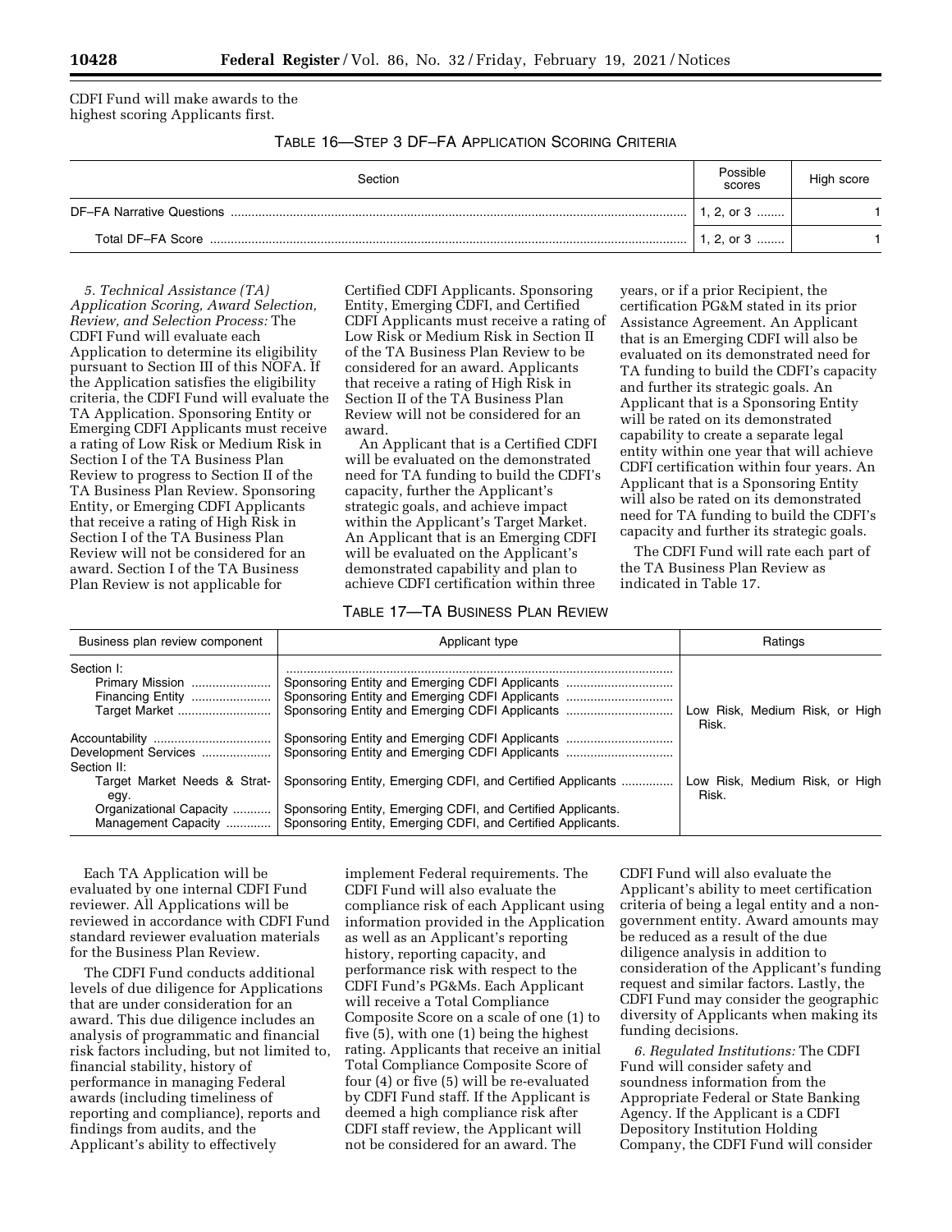CDFI Fund will make awards to the highest scoring Applicants first.

TABLE 16—STEP 3 DF–FA APPLICATION SCORING CRITERIA

| Section | Possible scores | High score |
|---|---|---|
| DF–FA Narrative Questions | 1, 2, or 3 | 1 |
| Total DF–FA Score | 1, 2, or 3 | 1 |

*5. Technical Assistance (TA) Application Scoring, Award Selection, Review, and Selection Process:* The CDFI Fund will evaluate each Application to determine its eligibility pursuant to Section III of this NOFA. If the Application satisfies the eligibility criteria, the CDFI Fund will evaluate the TA Application. Sponsoring Entity or Emerging CDFI Applicants must receive a rating of Low Risk or Medium Risk in Section I of the TA Business Plan Review to progress to Section II of the TA Business Plan Review. Sponsoring Entity, or Emerging CDFI Applicants that receive a rating of High Risk in Section I of the TA Business Plan Review will not be considered for an award. Section I of the TA Business Plan Review is not applicable for Certified CDFI Applicants. Sponsoring Entity, Emerging CDFI, and Certified CDFI Applicants must receive a rating of Low Risk or Medium Risk in Section II of the TA Business Plan Review to be considered for an award. Applicants that receive a rating of High Risk in Section II of the TA Business Plan Review will not be considered for an award.

An Applicant that is a Certified CDFI will be evaluated on the demonstrated need for TA funding to build the CDFI's capacity, further the Applicant's strategic goals, and achieve impact within the Applicant's Target Market. An Applicant that is an Emerging CDFI will be evaluated on the Applicant's demonstrated capability and plan to achieve CDFI certification within three years, or if a prior Recipient, the certification PG&M stated in its prior Assistance Agreement. An Applicant that is an Emerging CDFI will also be evaluated on its demonstrated need for TA funding to build the CDFI's capacity and further its strategic goals. An Applicant that is a Sponsoring Entity will be rated on its demonstrated capability to create a separate legal entity within one year that will achieve CDFI certification within four years. An Applicant that is a Sponsoring Entity will also be rated on its demonstrated need for TA funding to build the CDFI's capacity and further its strategic goals.

The CDFI Fund will rate each part of the TA Business Plan Review as indicated in Table 17.

TABLE 17—TA BUSINESS PLAN REVIEW

| Business plan review component | Applicant type | Ratings |
|---|---|---|
| Section I: | | |
| Primary Mission | Sponsoring Entity and Emerging CDFI Applicants | |
| Financing Entity | Sponsoring Entity and Emerging CDFI Applicants | |
| Target Market | Sponsoring Entity and Emerging CDFI Applicants | Low Risk, Medium Risk, or High Risk. |
| Accountability | Sponsoring Entity and Emerging CDFI Applicants | |
| Development Services | Sponsoring Entity and Emerging CDFI Applicants | |
| Section II: | | |
| Target Market Needs & Strategy. | Sponsoring Entity, Emerging CDFI, and Certified Applicants | Low Risk, Medium Risk, or High Risk. |
| Organizational Capacity | Sponsoring Entity, Emerging CDFI, and Certified Applicants. | |
| Management Capacity | Sponsoring Entity, Emerging CDFI, and Certified Applicants. | |

Each TA Application will be evaluated by one internal CDFI Fund reviewer. All Applications will be reviewed in accordance with CDFI Fund standard reviewer evaluation materials for the Business Plan Review.

The CDFI Fund conducts additional levels of due diligence for Applications that are under consideration for an award. This due diligence includes an analysis of programmatic and financial risk factors including, but not limited to, financial stability, history of performance in managing Federal awards (including timeliness of reporting and compliance), reports and findings from audits, and the Applicant's ability to effectively implement Federal requirements. The CDFI Fund will also evaluate the compliance risk of each Applicant using information provided in the Application as well as an Applicant's reporting history, reporting capacity, and performance risk with respect to the CDFI Fund's PG&Ms. Each Applicant will receive a Total Compliance Composite Score on a scale of one (1) to five (5), with one (1) being the highest rating. Applicants that receive an initial Total Compliance Composite Score of four (4) or five (5) will be re-evaluated by CDFI Fund staff. If the Applicant is deemed a high compliance risk after CDFI staff review, the Applicant will not be considered for an award. The CDFI Fund will also evaluate the Applicant's ability to meet certification criteria of being a legal entity and a non-government entity. Award amounts may be reduced as a result of the due diligence analysis in addition to consideration of the Applicant's funding request and similar factors. Lastly, the CDFI Fund may consider the geographic diversity of Applicants when making its funding decisions.

*6. Regulated Institutions:* The CDFI Fund will consider safety and soundness information from the Appropriate Federal or State Banking Agency. If the Applicant is a CDFI Depository Institution Holding Company, the CDFI Fund will consider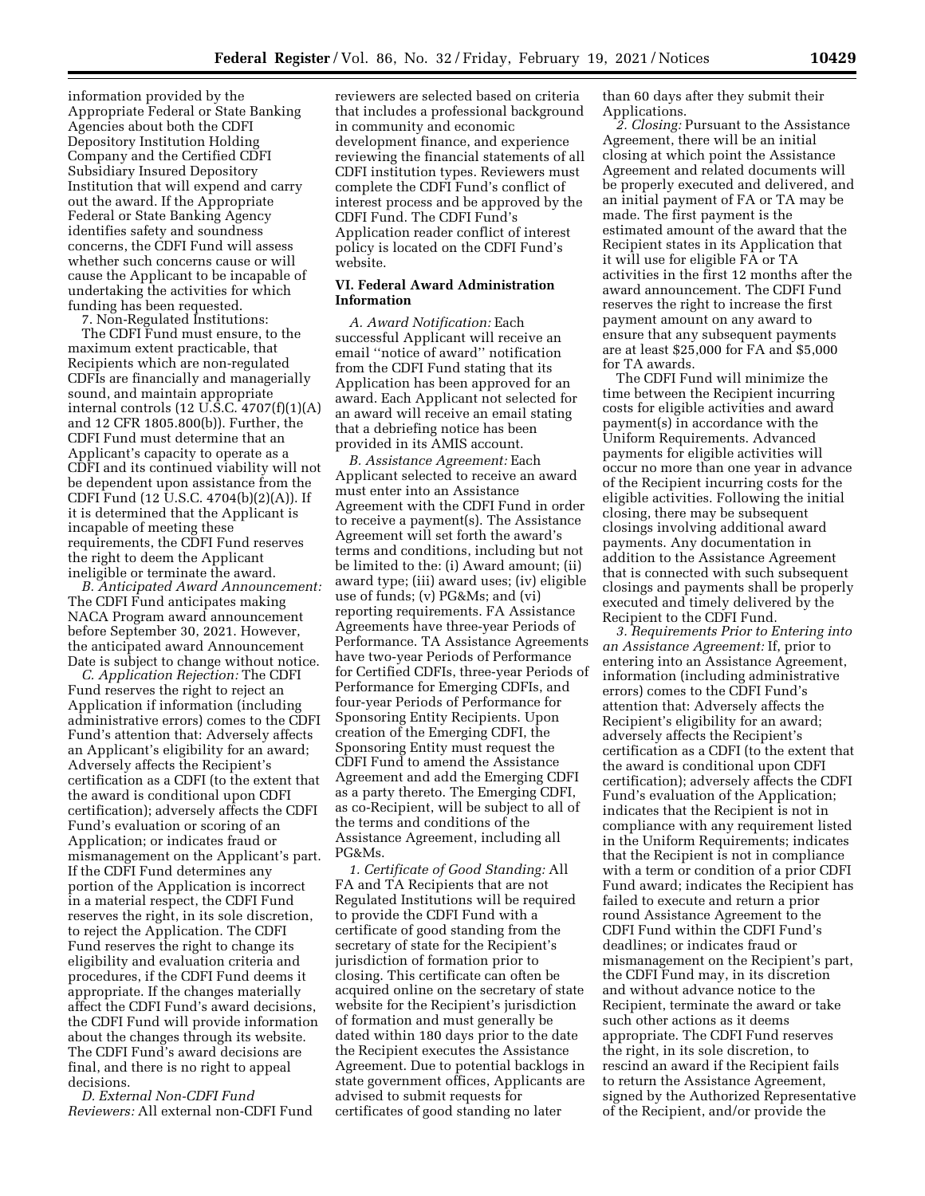information provided by the Appropriate Federal or State Banking Agencies about both the CDFI Depository Institution Holding Company and the Certified CDFI Subsidiary Insured Depository Institution that will expend and carry out the award. If the Appropriate Federal or State Banking Agency identifies safety and soundness concerns, the CDFI Fund will assess whether such concerns cause or will cause the Applicant to be incapable of undertaking the activities for which funding has been requested.

7. Non-Regulated Institutions: The CDFI Fund must ensure, to the maximum extent practicable, that Recipients which are non-regulated CDFIs are financially and managerially sound, and maintain appropriate internal controls (12 U.S.C. 4707(f)(1)(A) and 12 CFR 1805.800(b)). Further, the CDFI Fund must determine that an Applicant's capacity to operate as a CDFI and its continued viability will not be dependent upon assistance from the CDFI Fund (12 U.S.C. 4704(b)(2)(A)). If it is determined that the Applicant is incapable of meeting these requirements, the CDFI Fund reserves the right to deem the Applicant ineligible or terminate the award.

*B. Anticipated Award Announcement:* The CDFI Fund anticipates making NACA Program award announcement before September 30, 2021. However, the anticipated award Announcement Date is subject to change without notice.

*C. Application Rejection:* The CDFI Fund reserves the right to reject an Application if information (including administrative errors) comes to the CDFI Fund's attention that: Adversely affects an Applicant's eligibility for an award; Adversely affects the Recipient's certification as a CDFI (to the extent that the award is conditional upon CDFI certification); adversely affects the CDFI Fund's evaluation or scoring of an Application; or indicates fraud or mismanagement on the Applicant's part. If the CDFI Fund determines any portion of the Application is incorrect in a material respect, the CDFI Fund reserves the right, in its sole discretion, to reject the Application. The CDFI Fund reserves the right to change its eligibility and evaluation criteria and procedures, if the CDFI Fund deems it appropriate. If the changes materially affect the CDFI Fund's award decisions, the CDFI Fund will provide information about the changes through its website. The CDFI Fund's award decisions are final, and there is no right to appeal decisions.

*D. External Non-CDFI Fund Reviewers:* All external non-CDFI Fund reviewers are selected based on criteria that includes a professional background in community and economic development finance, and experience reviewing the financial statements of all CDFI institution types. Reviewers must complete the CDFI Fund's conflict of interest process and be approved by the CDFI Fund. The CDFI Fund's Application reader conflict of interest policy is located on the CDFI Fund's website.

## VI. Federal Award Administration Information

*A. Award Notification:* Each successful Applicant will receive an email ''notice of award'' notification from the CDFI Fund stating that its Application has been approved for an award. Each Applicant not selected for an award will receive an email stating that a debriefing notice has been provided in its AMIS account.

*B. Assistance Agreement:* Each Applicant selected to receive an award must enter into an Assistance Agreement with the CDFI Fund in order to receive a payment(s). The Assistance Agreement will set forth the award's terms and conditions, including but not be limited to the: (i) Award amount; (ii) award type; (iii) award uses; (iv) eligible use of funds; (v) PG&Ms; and (vi) reporting requirements. FA Assistance Agreements have three-year Periods of Performance. TA Assistance Agreements have two-year Periods of Performance for Certified CDFIs, three-year Periods of Performance for Emerging CDFIs, and four-year Periods of Performance for Sponsoring Entity Recipients. Upon creation of the Emerging CDFI, the Sponsoring Entity must request the CDFI Fund to amend the Assistance Agreement and add the Emerging CDFI as a party thereto. The Emerging CDFI, as co-Recipient, will be subject to all of the terms and conditions of the Assistance Agreement, including all PG&Ms.

*1. Certificate of Good Standing:* All FA and TA Recipients that are not Regulated Institutions will be required to provide the CDFI Fund with a certificate of good standing from the secretary of state for the Recipient's jurisdiction of formation prior to closing. This certificate can often be acquired online on the secretary of state website for the Recipient's jurisdiction of formation and must generally be dated within 180 days prior to the date the Recipient executes the Assistance Agreement. Due to potential backlogs in state government offices, Applicants are advised to submit requests for certificates of good standing no later than 60 days after they submit their Applications.

*2. Closing:* Pursuant to the Assistance Agreement, there will be an initial closing at which point the Assistance Agreement and related documents will be properly executed and delivered, and an initial payment of FA or TA may be made. The first payment is the estimated amount of the award that the Recipient states in its Application that it will use for eligible FA or TA activities in the first 12 months after the award announcement. The CDFI Fund reserves the right to increase the first payment amount on any award to ensure that any subsequent payments are at least $25,000 for FA and $5,000 for TA awards.

The CDFI Fund will minimize the time between the Recipient incurring costs for eligible activities and award payment(s) in accordance with the Uniform Requirements. Advanced payments for eligible activities will occur no more than one year in advance of the Recipient incurring costs for the eligible activities. Following the initial closing, there may be subsequent closings involving additional award payments. Any documentation in addition to the Assistance Agreement that is connected with such subsequent closings and payments shall be properly executed and timely delivered by the Recipient to the CDFI Fund.

*3. Requirements Prior to Entering into an Assistance Agreement:* If, prior to entering into an Assistance Agreement, information (including administrative errors) comes to the CDFI Fund's attention that: Adversely affects the Recipient's eligibility for an award; adversely affects the Recipient's certification as a CDFI (to the extent that the award is conditional upon CDFI certification); adversely affects the CDFI Fund's evaluation of the Application; indicates that the Recipient is not in compliance with any requirement listed in the Uniform Requirements; indicates that the Recipient is not in compliance with a term or condition of a prior CDFI Fund award; indicates the Recipient has failed to execute and return a prior round Assistance Agreement to the CDFI Fund within the CDFI Fund's deadlines; or indicates fraud or mismanagement on the Recipient's part, the CDFI Fund may, in its discretion and without advance notice to the Recipient, terminate the award or take such other actions as it deems appropriate. The CDFI Fund reserves the right, in its sole discretion, to rescind an award if the Recipient fails to return the Assistance Agreement, signed by the Authorized Representative of the Recipient, and/or provide the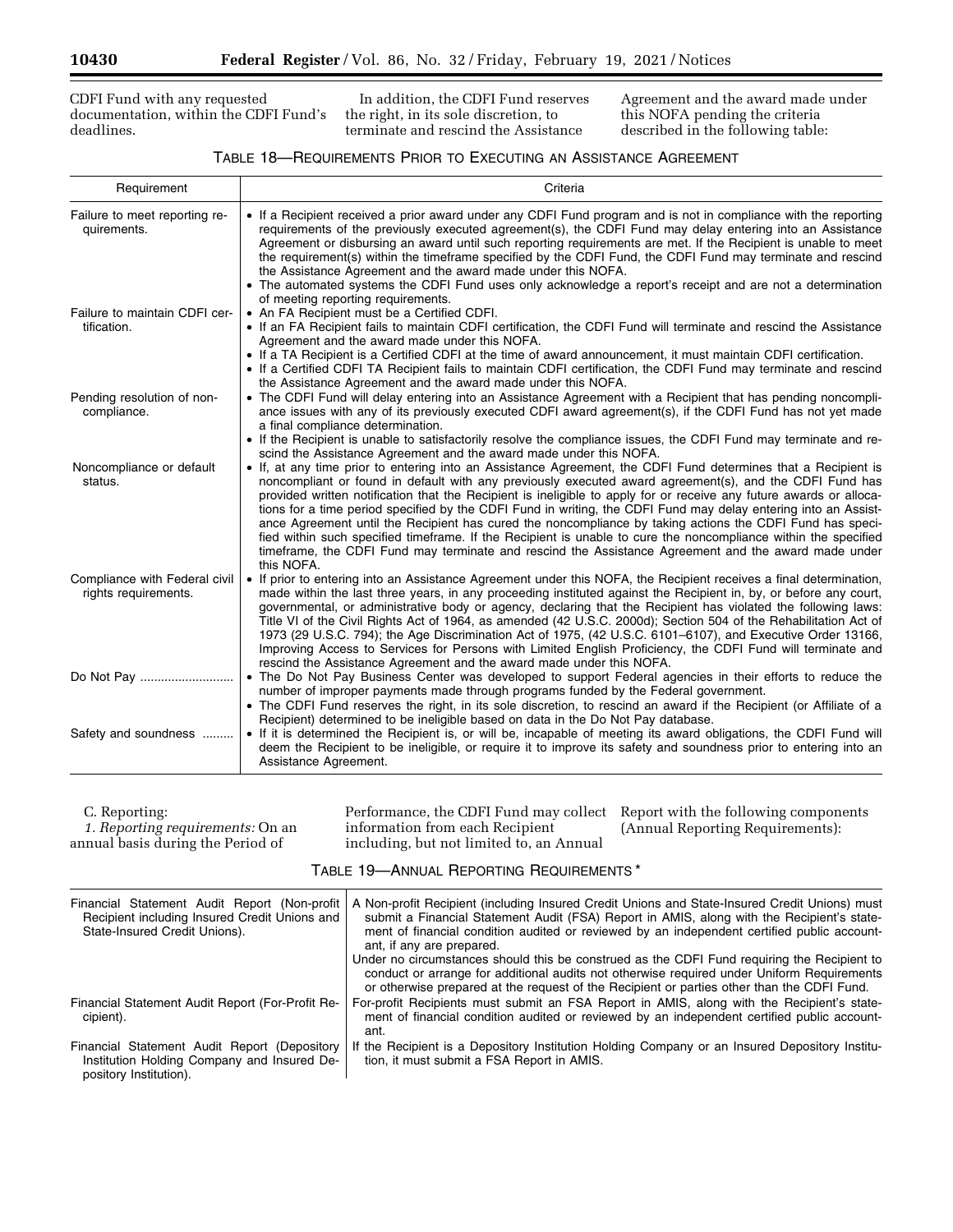CDFI Fund with any requested documentation, within the CDFI Fund's deadlines.

In addition, the CDFI Fund reserves the right, in its sole discretion, to terminate and rescind the Assistance Agreement and the award made under this NOFA pending the criteria described in the following table:

TABLE 18—REQUIREMENTS PRIOR TO EXECUTING AN ASSISTANCE AGREEMENT

| Requirement | Criteria |
|---|---|
| Failure to meet reporting requirements. | • If a Recipient received a prior award under any CDFI Fund program and is not in compliance with the reporting requirements of the previously executed agreement(s), the CDFI Fund may delay entering into an Assistance Agreement or disbursing an award until such reporting requirements are met. If the Recipient is unable to meet the requirement(s) within the timeframe specified by the CDFI Fund, the CDFI Fund may terminate and rescind the Assistance Agreement and the award made under this NOFA.<br>• The automated systems the CDFI Fund uses only acknowledge a report's receipt and are not a determination of meeting reporting requirements. |
| Failure to maintain CDFI certification. | • An FA Recipient must be a Certified CDFI.<br>• If an FA Recipient fails to maintain CDFI certification, the CDFI Fund will terminate and rescind the Assistance Agreement and the award made under this NOFA.<br>• If a TA Recipient is a Certified CDFI at the time of award announcement, it must maintain CDFI certification.<br>• If a Certified CDFI TA Recipient fails to maintain CDFI certification, the CDFI Fund may terminate and rescind the Assistance Agreement and the award made under this NOFA. |
| Pending resolution of noncompliance. | • The CDFI Fund will delay entering into an Assistance Agreement with a Recipient that has pending noncompliance issues with any of its previously executed CDFI award agreement(s), if the CDFI Fund has not yet made a final compliance determination.<br>• If the Recipient is unable to satisfactorily resolve the compliance issues, the CDFI Fund may terminate and rescind the Assistance Agreement and the award made under this NOFA. |
| Noncompliance or default status. | • If, at any time prior to entering into an Assistance Agreement, the CDFI Fund determines that a Recipient is noncompliant or found in default with any previously executed award agreement(s), and the CDFI Fund has provided written notification that the Recipient is ineligible to apply for or receive any future awards or allocations for a time period specified by the CDFI Fund in writing, the CDFI Fund may delay entering into an Assistance Agreement until the Recipient has cured the noncompliance by taking actions the CDFI Fund has specified within such specified timeframe. If the Recipient is unable to cure the noncompliance within the specified timeframe, the CDFI Fund may terminate and rescind the Assistance Agreement and the award made under this NOFA. |
| Compliance with Federal civil rights requirements. | • If prior to entering into an Assistance Agreement under this NOFA, the Recipient receives a final determination, made within the last three years, in any proceeding instituted against the Recipient in, by, or before any court, governmental, or administrative body or agency, declaring that the Recipient has violated the following laws: Title VI of the Civil Rights Act of 1964, as amended (42 U.S.C. 2000d); Section 504 of the Rehabilitation Act of 1973 (29 U.S.C. 794); the Age Discrimination Act of 1975, (42 U.S.C. 6101–6107), and Executive Order 13166, Improving Access to Services for Persons with Limited English Proficiency, the CDFI Fund will terminate and rescind the Assistance Agreement and the award made under this NOFA. |
| Do Not Pay | • The Do Not Pay Business Center was developed to support Federal agencies in their efforts to reduce the number of improper payments made through programs funded by the Federal government.<br>• The CDFI Fund reserves the right, in its sole discretion, to rescind an award if the Recipient (or Affiliate of a Recipient) determined to be ineligible based on data in the Do Not Pay database. |
| Safety and soundness | • If it is determined the Recipient is, or will be, incapable of meeting its award obligations, the CDFI Fund will deem the Recipient to be ineligible, or require it to improve its safety and soundness prior to entering into an Assistance Agreement. |

C. Reporting:

*1. Reporting requirements:* On an annual basis during the Period of Performance, the CDFI Fund may collect information from each Recipient including, but not limited to, an Annual Report with the following components (Annual Reporting Requirements):

TABLE 19—ANNUAL REPORTING REQUIREMENTS *

| | |
|---|---|
| Financial Statement Audit Report (Non-profit Recipient including Insured Credit Unions and State-Insured Credit Unions). | A Non-profit Recipient (including Insured Credit Unions and State-Insured Credit Unions) must submit a Financial Statement Audit (FSA) Report in AMIS, along with the Recipient's statement of financial condition audited or reviewed by an independent certified public accountant, if any are prepared.<br>Under no circumstances should this be construed as the CDFI Fund requiring the Recipient to conduct or arrange for additional audits not otherwise required under Uniform Requirements or otherwise prepared at the request of the Recipient or parties other than the CDFI Fund. |
| Financial Statement Audit Report (For-Profit Recipient). | For-profit Recipients must submit an FSA Report in AMIS, along with the Recipient's statement of financial condition audited or reviewed by an independent certified public accountant. |
| Financial Statement Audit Report (Depository Institution Holding Company and Insured Depository Institution). | If the Recipient is a Depository Institution Holding Company or an Insured Depository Institution, it must submit a FSA Report in AMIS. |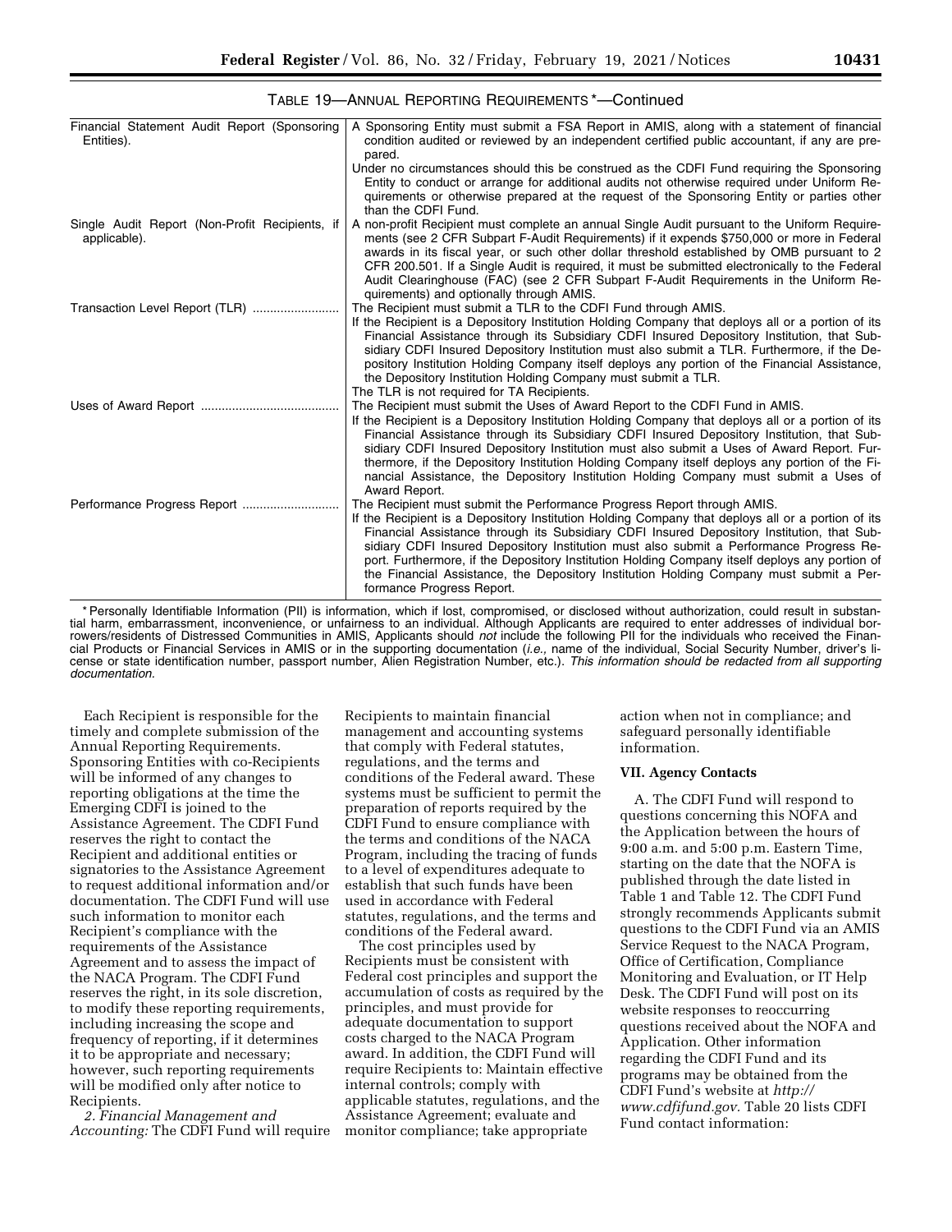TABLE 19—ANNUAL REPORTING REQUIREMENTS *—Continued

| | |
|---|---|
| Financial Statement Audit Report (Sponsoring Entities). | A Sponsoring Entity must submit a FSA Report in AMIS, along with a statement of financial condition audited or reviewed by an independent certified public accountant, if any are prepared.<br>Under no circumstances should this be construed as the CDFI Fund requiring the Sponsoring Entity to conduct or arrange for additional audits not otherwise required under Uniform Requirements or otherwise prepared at the request of the Sponsoring Entity or parties other than the CDFI Fund. |
| Single Audit Report (Non-Profit Recipients, if applicable). | A non-profit Recipient must complete an annual Single Audit pursuant to the Uniform Requirements (see 2 CFR Subpart F-Audit Requirements) if it expends $750,000 or more in Federal awards in its fiscal year, or such other dollar threshold established by OMB pursuant to 2 CFR 200.501. If a Single Audit is required, it must be submitted electronically to the Federal Audit Clearinghouse (FAC) (see 2 CFR Subpart F-Audit Requirements in the Uniform Requirements) and optionally through AMIS. |
| Transaction Level Report (TLR) | The Recipient must submit a TLR to the CDFI Fund through AMIS.<br>If the Recipient is a Depository Institution Holding Company that deploys all or a portion of its Financial Assistance through its Subsidiary CDFI Insured Depository Institution, that Subsidiary CDFI Insured Depository Institution must also submit a TLR. Furthermore, if the Depository Institution Holding Company itself deploys any portion of the Financial Assistance, the Depository Institution Holding Company must submit a TLR.<br>The TLR is not required for TA Recipients. |
| Uses of Award Report | The Recipient must submit the Uses of Award Report to the CDFI Fund in AMIS.<br>If the Recipient is a Depository Institution Holding Company that deploys all or a portion of its Financial Assistance through its Subsidiary CDFI Insured Depository Institution, that Subsidiary CDFI Insured Depository Institution must also submit a Uses of Award Report. Furthermore, if the Depository Institution Holding Company itself deploys any portion of the Financial Assistance, the Depository Institution Holding Company must submit a Uses of Award Report. |
| Performance Progress Report | The Recipient must submit the Performance Progress Report through AMIS.<br>If the Recipient is a Depository Institution Holding Company that deploys all or a portion of its Financial Assistance through its Subsidiary CDFI Insured Depository Institution, that Subsidiary CDFI Insured Depository Institution must also submit a Performance Progress Report. Furthermore, if the Depository Institution Holding Company itself deploys any portion of the Financial Assistance, the Depository Institution Holding Company must submit a Performance Progress Report. |

* Personally Identifiable Information (PII) is information, which if lost, compromised, or disclosed without authorization, could result in substantial harm, embarrassment, inconvenience, or unfairness to an individual. Although Applicants are required to enter addresses of individual borrowers/residents of Distressed Communities in AMIS, Applicants should *not* include the following PII for the individuals who received the Financial Products or Financial Services in AMIS or in the supporting documentation (*i.e.,* name of the individual, Social Security Number, driver's license or state identification number, passport number, Alien Registration Number, etc.). *This information should be redacted from all supporting documentation.*

Each Recipient is responsible for the timely and complete submission of the Annual Reporting Requirements. Sponsoring Entities with co-Recipients will be informed of any changes to reporting obligations at the time the Emerging CDFI is joined to the Assistance Agreement. The CDFI Fund reserves the right to contact the Recipient and additional entities or signatories to the Assistance Agreement to request additional information and/or documentation. The CDFI Fund will use such information to monitor each Recipient's compliance with the requirements of the Assistance Agreement and to assess the impact of the NACA Program. The CDFI Fund reserves the right, in its sole discretion, to modify these reporting requirements, including increasing the scope and frequency of reporting, if it determines it to be appropriate and necessary; however, such reporting requirements will be modified only after notice to Recipients.

*2. Financial Management and Accounting:* The CDFI Fund will require Recipients to maintain financial management and accounting systems that comply with Federal statutes, regulations, and the terms and conditions of the Federal award. These systems must be sufficient to permit the preparation of reports required by the CDFI Fund to ensure compliance with the terms and conditions of the NACA Program, including the tracing of funds to a level of expenditures adequate to establish that such funds have been used in accordance with Federal statutes, regulations, and the terms and conditions of the Federal award.

The cost principles used by Recipients must be consistent with Federal cost principles and support the accumulation of costs as required by the principles, and must provide for adequate documentation to support costs charged to the NACA Program award. In addition, the CDFI Fund will require Recipients to: Maintain effective internal controls; comply with applicable statutes, regulations, and the Assistance Agreement; evaluate and monitor compliance; take appropriate action when not in compliance; and safeguard personally identifiable information.

### VII. Agency Contacts

A. The CDFI Fund will respond to questions concerning this NOFA and the Application between the hours of 9:00 a.m. and 5:00 p.m. Eastern Time, starting on the date that the NOFA is published through the date listed in Table 1 and Table 12. The CDFI Fund strongly recommends Applicants submit questions to the CDFI Fund via an AMIS Service Request to the NACA Program, Office of Certification, Compliance Monitoring and Evaluation, or IT Help Desk. The CDFI Fund will post on its website responses to reoccurring questions received about the NOFA and Application. Other information regarding the CDFI Fund and its programs may be obtained from the CDFI Fund's website at *http://www.cdfifund.gov.* Table 20 lists CDFI Fund contact information: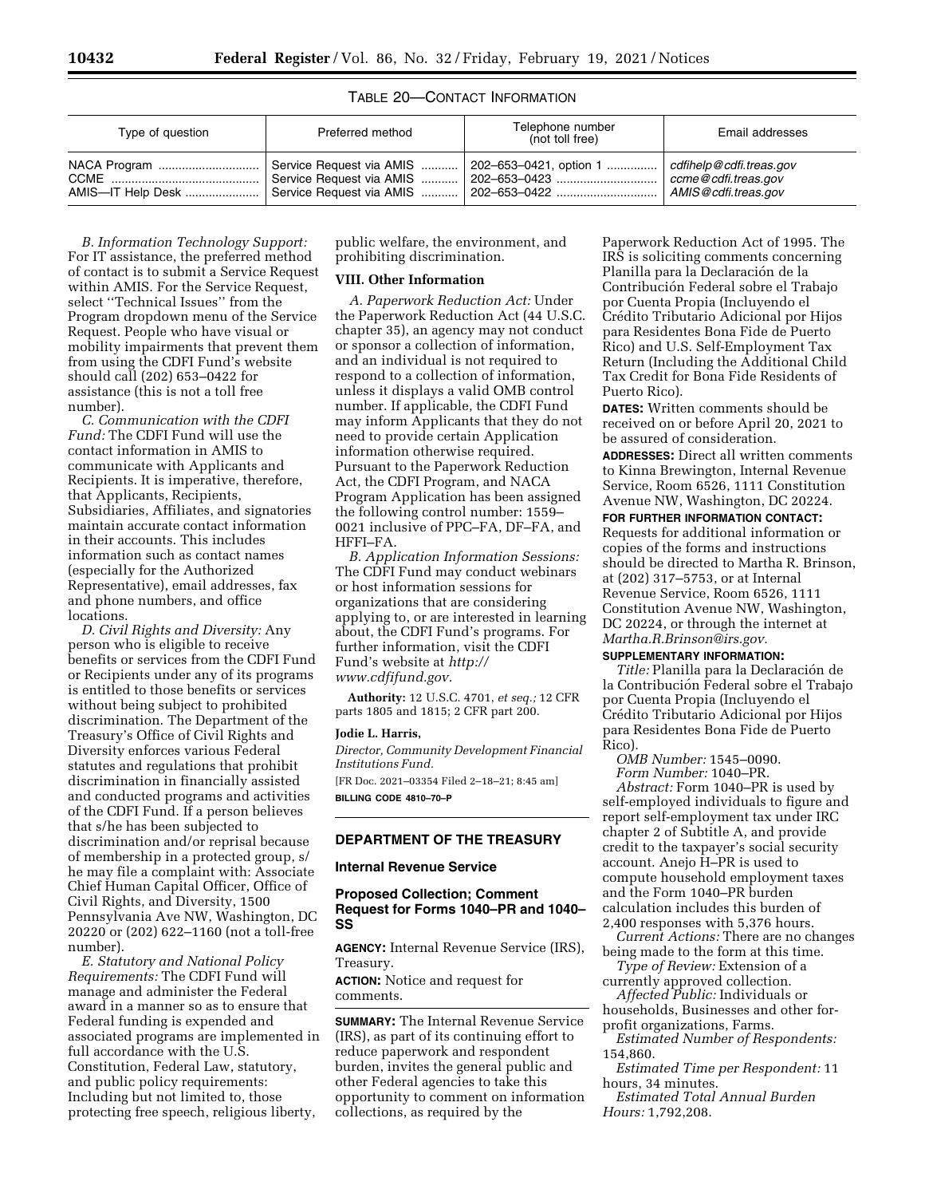TABLE 20—CONTACT INFORMATION

| Type of question | Preferred method | Telephone number (not toll free) | Email addresses |
|---|---|---|---|
| NACA Program | Service Request via AMIS | 202–653–0421, option 1 | *cdfihelp@cdfi.treas.gov* |
| CCME | Service Request via AMIS | 202–653–0423 | *ccme@cdfi.treas.gov* |
| AMIS—IT Help Desk | Service Request via AMIS | 202–653–0422 | *AMIS@cdfi.treas.gov* |

*B. Information Technology Support:* For IT assistance, the preferred method of contact is to submit a Service Request within AMIS. For the Service Request, select ''Technical Issues'' from the Program dropdown menu of the Service Request. People who have visual or mobility impairments that prevent them from using the CDFI Fund's website should call (202) 653–0422 for assistance (this is not a toll free number).

*C. Communication with the CDFI Fund:* The CDFI Fund will use the contact information in AMIS to communicate with Applicants and Recipients. It is imperative, therefore, that Applicants, Recipients, Subsidiaries, Affiliates, and signatories maintain accurate contact information in their accounts. This includes information such as contact names (especially for the Authorized Representative), email addresses, fax and phone numbers, and office locations.

*D. Civil Rights and Diversity:* Any person who is eligible to receive benefits or services from the CDFI Fund or Recipients under any of its programs is entitled to those benefits or services without being subject to prohibited discrimination. The Department of the Treasury's Office of Civil Rights and Diversity enforces various Federal statutes and regulations that prohibit discrimination in financially assisted and conducted programs and activities of the CDFI Fund. If a person believes that s/he has been subjected to discrimination and/or reprisal because of membership in a protected group, s/he may file a complaint with: Associate Chief Human Capital Officer, Office of Civil Rights, and Diversity, 1500 Pennsylvania Ave NW, Washington, DC 20220 or (202) 622–1160 (not a toll-free number).

*E. Statutory and National Policy Requirements:* The CDFI Fund will manage and administer the Federal award in a manner so as to ensure that Federal funding is expended and associated programs are implemented in full accordance with the U.S. Constitution, Federal Law, statutory, and public policy requirements: Including but not limited to, those protecting free speech, religious liberty, public welfare, the environment, and prohibiting discrimination.

## VIII. Other Information

*A. Paperwork Reduction Act:* Under the Paperwork Reduction Act (44 U.S.C. chapter 35), an agency may not conduct or sponsor a collection of information, and an individual is not required to respond to a collection of information, unless it displays a valid OMB control number. If applicable, the CDFI Fund may inform Applicants that they do not need to provide certain Application information otherwise required. Pursuant to the Paperwork Reduction Act, the CDFI Program, and NACA Program Application has been assigned the following control number: 1559–0021 inclusive of PPC–FA, DF–FA, and HFFI–FA.

*B. Application Information Sessions:* The CDFI Fund may conduct webinars or host information sessions for organizations that are considering applying to, or are interested in learning about, the CDFI Fund's programs. For further information, visit the CDFI Fund's website at *http://www.cdfifund.gov.*

**Authority:** 12 U.S.C. 4701, *et seq.;* 12 CFR parts 1805 and 1815; 2 CFR part 200.

**Jodie L. Harris,**

*Director, Community Development Financial Institutions Fund.*

[FR Doc. 2021–03354 Filed 2–18–21; 8:45 am]

**BILLING CODE 4810–70–P**

---

## DEPARTMENT OF THE TREASURY

## Internal Revenue Service

## Proposed Collection; Comment Request for Forms 1040–PR and 1040–SS

**AGENCY:** Internal Revenue Service (IRS), Treasury.

**ACTION:** Notice and request for comments.

**SUMMARY:** The Internal Revenue Service (IRS), as part of its continuing effort to reduce paperwork and respondent burden, invites the general public and other Federal agencies to take this opportunity to comment on information collections, as required by the Paperwork Reduction Act of 1995. The IRS is soliciting comments concerning Planilla para la Declaración de la Contribución Federal sobre el Trabajo por Cuenta Propia (Incluyendo el Crédito Tributario Adicional por Hijos para Residentes Bona Fide de Puerto Rico) and U.S. Self-Employment Tax Return (Including the Additional Child Tax Credit for Bona Fide Residents of Puerto Rico).

**DATES:** Written comments should be received on or before April 20, 2021 to be assured of consideration.

**ADDRESSES:** Direct all written comments to Kinna Brewington, Internal Revenue Service, Room 6526, 1111 Constitution Avenue NW, Washington, DC 20224.

**FOR FURTHER INFORMATION CONTACT:** Requests for additional information or copies of the forms and instructions should be directed to Martha R. Brinson, at (202) 317–5753, or at Internal Revenue Service, Room 6526, 1111 Constitution Avenue NW, Washington, DC 20224, or through the internet at *Martha.R.Brinson@irs.gov.*

**SUPPLEMENTARY INFORMATION:**

*Title:* Planilla para la Declaración de la Contribución Federal sobre el Trabajo por Cuenta Propia (Incluyendo el Crédito Tributario Adicional por Hijos para Residentes Bona Fide de Puerto Rico).

*OMB Number:* 1545–0090.

*Form Number:* 1040–PR.

*Abstract:* Form 1040–PR is used by self-employed individuals to figure and report self-employment tax under IRC chapter 2 of Subtitle A, and provide credit to the taxpayer's social security account. Anejo H–PR is used to compute household employment taxes and the Form 1040–PR burden calculation includes this burden of 2,400 responses with 5,376 hours.

*Current Actions:* There are no changes being made to the form at this time.

*Type of Review:* Extension of a currently approved collection.

*Affected Public:* Individuals or households, Businesses and other for-profit organizations, Farms.

*Estimated Number of Respondents:* 154,860.

*Estimated Time per Respondent:* 11 hours, 34 minutes.

*Estimated Total Annual Burden Hours:* 1,792,208.